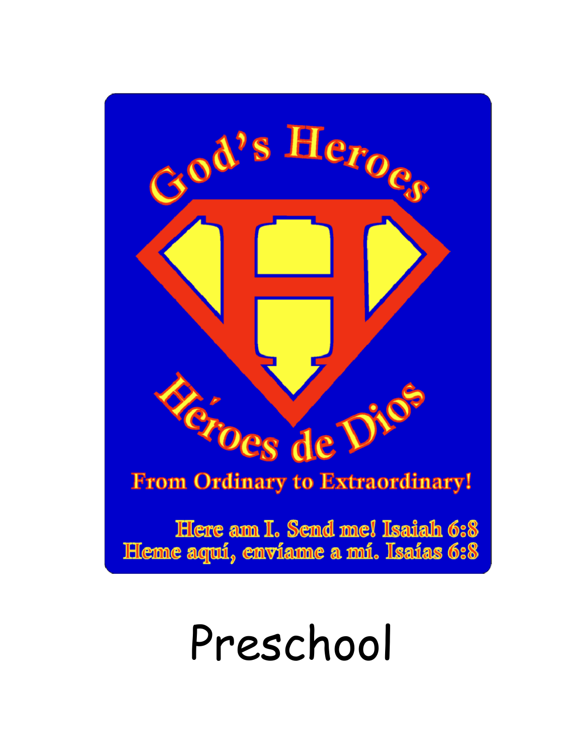# God's Heroes

# Héroes de Dios

From Ordinary to Extraordinary!

Here am I. Send me! Isaiah 6:8

Heme aquí, envíame a mí. Isaías 6:8

# Preschool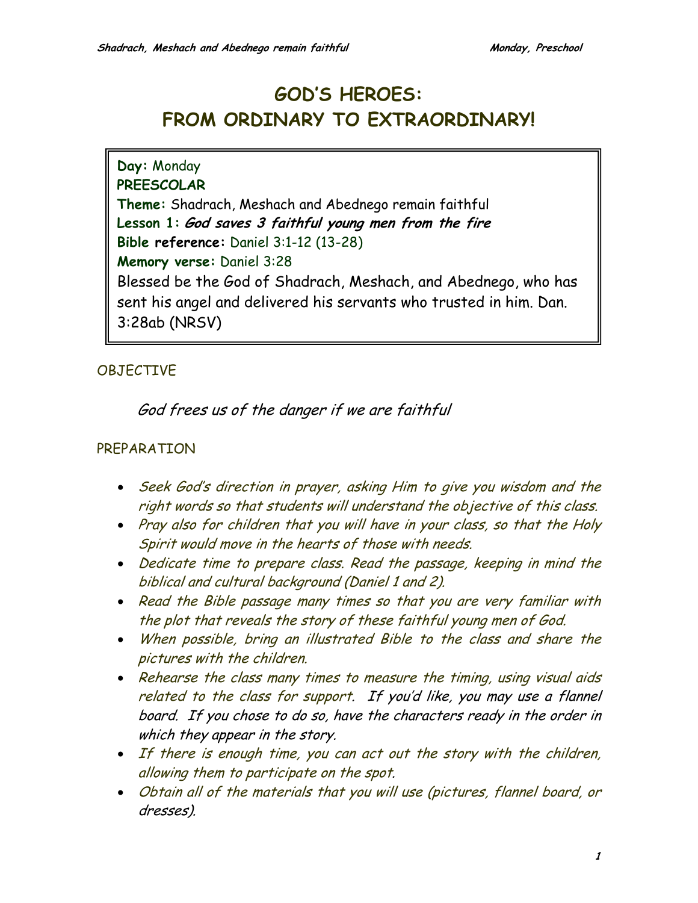# GOD'S HEROES:
# FROM ORDINARY TO EXTRAORDINARY!

**Day:** Monday
**PREESCOLAR**
**Theme:** Shadrach, Meshach and Abednego remain faithful
**Lesson 1:** ***God saves 3 faithful young men from the fire***
**Bible reference:** Daniel 3:1-12 (13-28)
**Memory verse:** Daniel 3:28
Blessed be the God of Shadrach, Meshach, and Abednego, who has sent his angel and delivered his servants who trusted in him. Dan. 3:28ab (NRSV)

## OBJECTIVE

*God frees us of the danger if we are faithful*

## PREPARATION

- *Seek God's direction in prayer, asking Him to give you wisdom and the right words so that students will understand the objective of this class.*
- *Pray also for children that you will have in your class, so that the Holy Spirit would move in the hearts of those with needs.*
- *Dedicate time to prepare class. Read the passage, keeping in mind the biblical and cultural background (Daniel 1 and 2).*
- *Read the Bible passage many times so that you are very familiar with the plot that reveals the story of these faithful young men of God.*
- *When possible, bring an illustrated Bible to the class and share the pictures with the children.*
- *Rehearse the class many times to measure the timing, using visual aids related to the class for support. If you'd like, you may use a flannel board. If you chose to do so, have the characters ready in the order in which they appear in the story.*
- *If there is enough time, you can act out the story with the children, allowing them to participate on the spot.*
- *Obtain all of the materials that you will use (pictures, flannel board, or dresses).*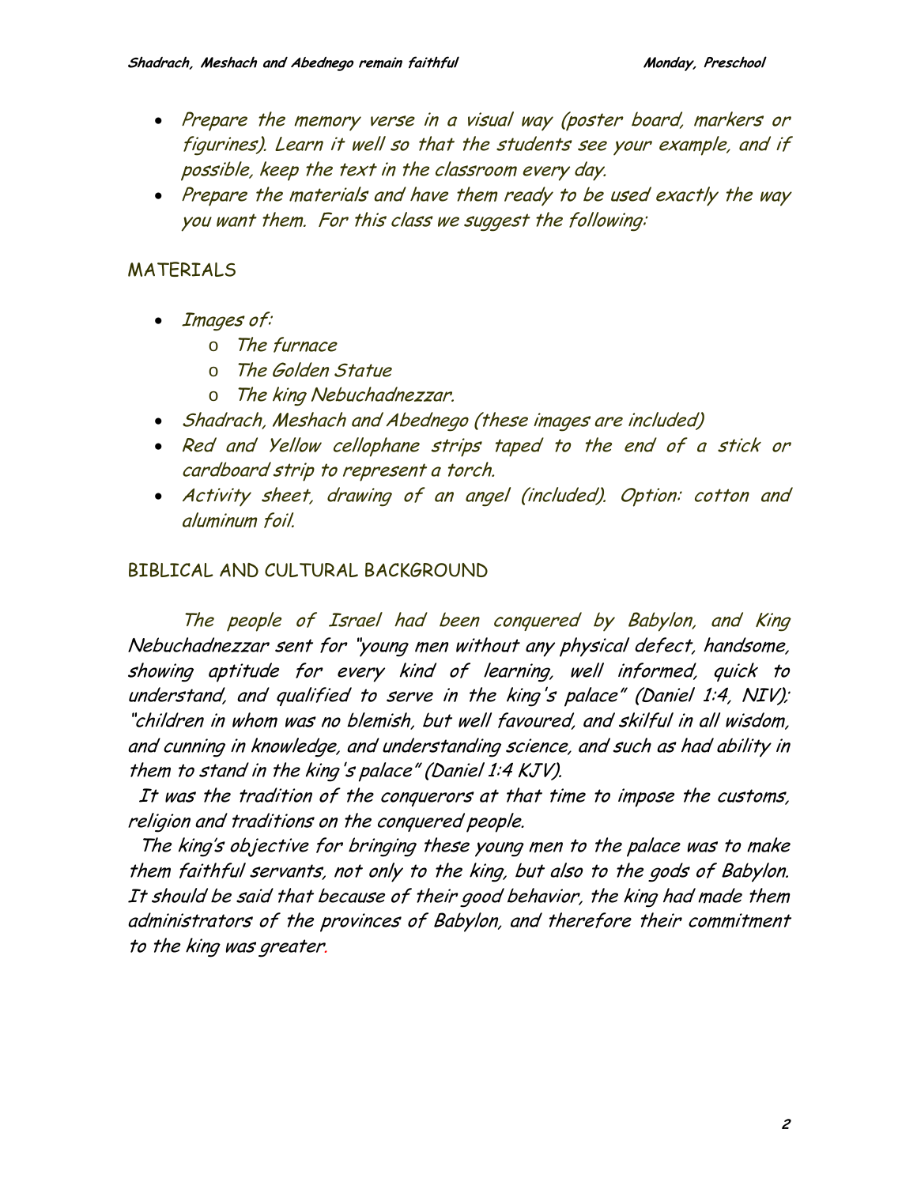- *Prepare the memory verse in a visual way (poster board, markers or figurines). Learn it well so that the students see your example, and if possible, keep the text in the classroom every day.*
- *Prepare the materials and have them ready to be used exactly the way you want them. For this class we suggest the following:*

## MATERIALS

- *Images of:*
    - *The furnace*
    - *The Golden Statue*
    - *The king Nebuchadnezzar.*
- *Shadrach, Meshach and Abednego (these images are included)*
- *Red and Yellow cellophane strips taped to the end of a stick or cardboard strip to represent a torch.*
- *Activity sheet, drawing of an angel (included). Option: cotton and aluminum foil.*

## BIBLICAL AND CULTURAL BACKGROUND

*The people of Israel had been conquered by Babylon, and King Nebuchadnezzar sent for "young men without any physical defect, handsome, showing aptitude for every kind of learning, well informed, quick to understand, and qualified to serve in the king's palace" (Daniel 1:4, NIV); "children in whom was no blemish, but well favoured, and skilful in all wisdom, and cunning in knowledge, and understanding science, and such as had ability in them to stand in the king's palace" (Daniel 1:4 KJV).*

*It was the tradition of the conquerors at that time to impose the customs, religion and traditions on the conquered people.*

*The king's objective for bringing these young men to the palace was to make them faithful servants, not only to the king, but also to the gods of Babylon. It should be said that because of their good behavior, the king had made them administrators of the provinces of Babylon, and therefore their commitment to the king was greater.*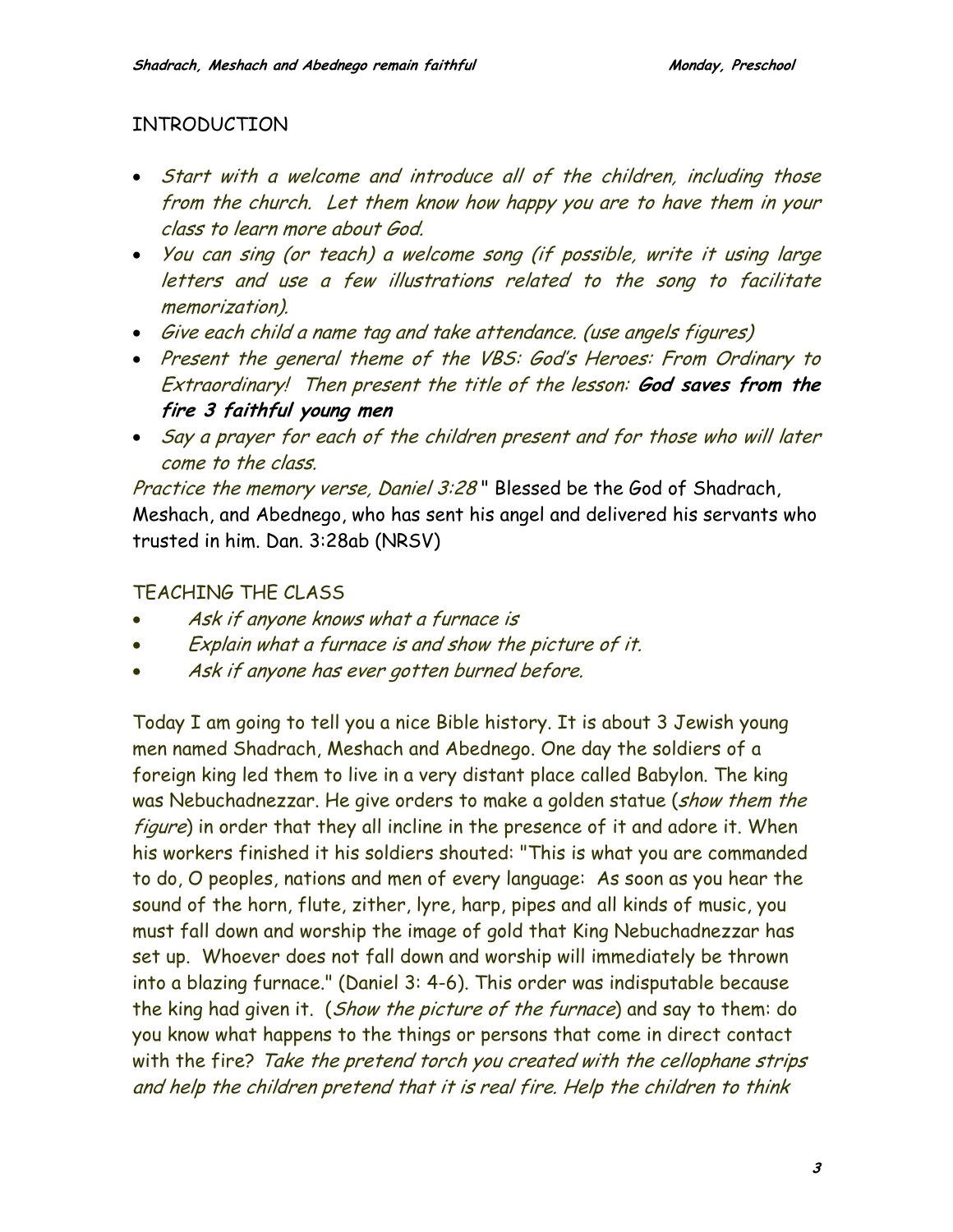INTRODUCTION

- *Start with a welcome and introduce all of the children, including those from the church. Let them know how happy you are to have them in your class to learn more about God.*
- *You can sing (or teach) a welcome song (if possible, write it using large letters and use a few illustrations related to the song to facilitate memorization).*
- *Give each child a name tag and take attendance. (use angels figures)*
- *Present the general theme of the VBS: God's Heroes: From Ordinary to Extraordinary! Then present the title of the lesson:* ***God saves from the fire 3 faithful young men***
- *Say a prayer for each of the children present and for those who will later come to the class.*

*Practice the memory verse, Daniel 3:28* " Blessed be the God of Shadrach, Meshach, and Abednego, who has sent his angel and delivered his servants who trusted in him. Dan. 3:28ab (NRSV)

TEACHING THE CLASS

- *Ask if anyone knows what a furnace is*
- *Explain what a furnace is and show the picture of it.*
- *Ask if anyone has ever gotten burned before.*

Today I am going to tell you a nice Bible history. It is about 3 Jewish young men named Shadrach, Meshach and Abednego. One day the soldiers of a foreign king led them to live in a very distant place called Babylon. The king was Nebuchadnezzar. He give orders to make a golden statue (*show them the figure*) in order that they all incline in the presence of it and adore it. When his workers finished it his soldiers shouted: "This is what you are commanded to do, O peoples, nations and men of every language: As soon as you hear the sound of the horn, flute, zither, lyre, harp, pipes and all kinds of music, you must fall down and worship the image of gold that King Nebuchadnezzar has set up. Whoever does not fall down and worship will immediately be thrown into a blazing furnace." (Daniel 3: 4-6). This order was indisputable because the king had given it. (*Show the picture of the furnace*) and say to them: do you know what happens to the things or persons that come in direct contact with the fire? *Take the pretend torch you created with the cellophane strips and help the children pretend that it is real fire. Help the children to think*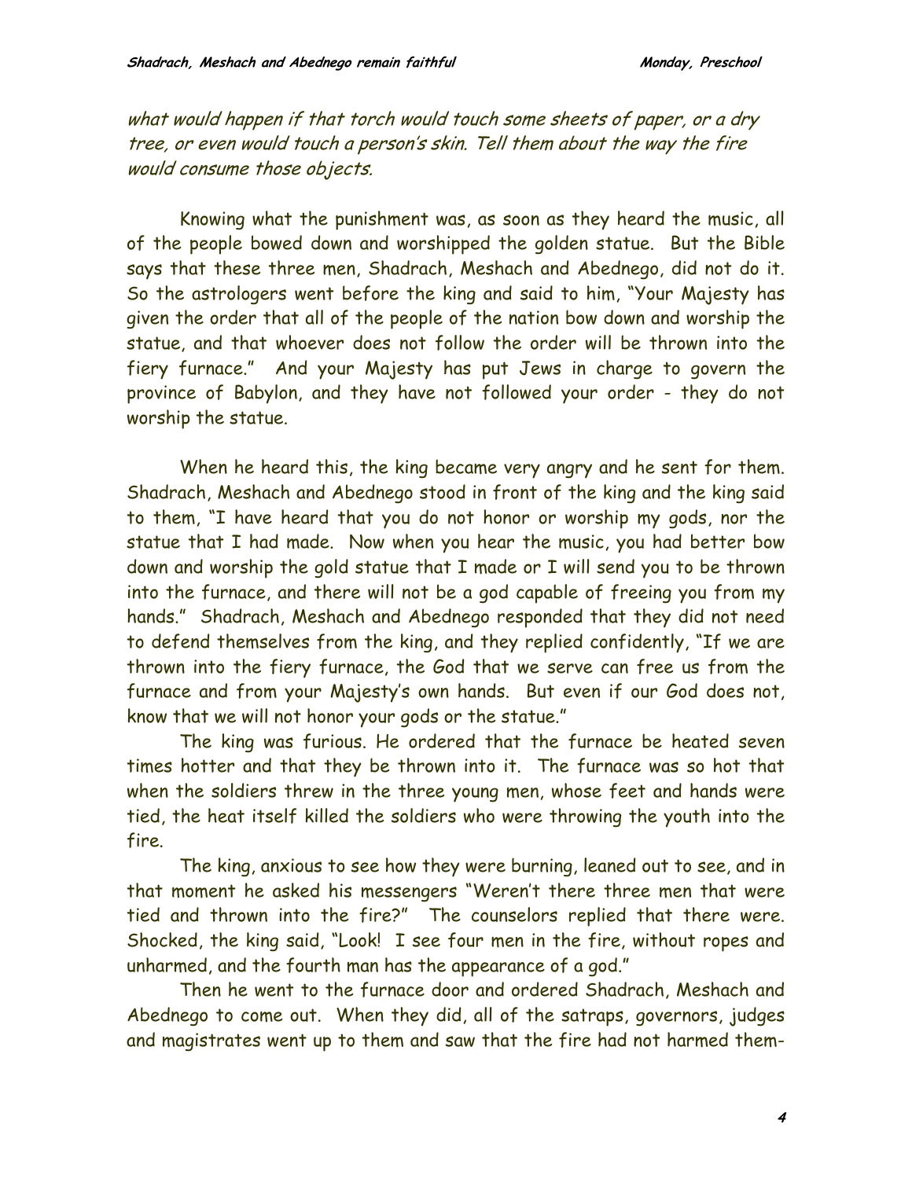*what would happen if that torch would touch some sheets of paper, or a dry tree, or even would touch a person's skin. Tell them about the way the fire would consume those objects.*

Knowing what the punishment was, as soon as they heard the music, all of the people bowed down and worshipped the golden statue. But the Bible says that these three men, Shadrach, Meshach and Abednego, did not do it. So the astrologers went before the king and said to him, "Your Majesty has given the order that all of the people of the nation bow down and worship the statue, and that whoever does not follow the order will be thrown into the fiery furnace." And your Majesty has put Jews in charge to govern the province of Babylon, and they have not followed your order - they do not worship the statue.

When he heard this, the king became very angry and he sent for them. Shadrach, Meshach and Abednego stood in front of the king and the king said to them, "I have heard that you do not honor or worship my gods, nor the statue that I had made. Now when you hear the music, you had better bow down and worship the gold statue that I made or I will send you to be thrown into the furnace, and there will not be a god capable of freeing you from my hands." Shadrach, Meshach and Abednego responded that they did not need to defend themselves from the king, and they replied confidently, "If we are thrown into the fiery furnace, the God that we serve can free us from the furnace and from your Majesty's own hands. But even if our God does not, know that we will not honor your gods or the statue."

The king was furious. He ordered that the furnace be heated seven times hotter and that they be thrown into it. The furnace was so hot that when the soldiers threw in the three young men, whose feet and hands were tied, the heat itself killed the soldiers who were throwing the youth into the fire.

The king, anxious to see how they were burning, leaned out to see, and in that moment he asked his messengers "Weren't there three men that were tied and thrown into the fire?" The counselors replied that there were. Shocked, the king said, "Look! I see four men in the fire, without ropes and unharmed, and the fourth man has the appearance of a god."

Then he went to the furnace door and ordered Shadrach, Meshach and Abednego to come out. When they did, all of the satraps, governors, judges and magistrates went up to them and saw that the fire had not harmed them-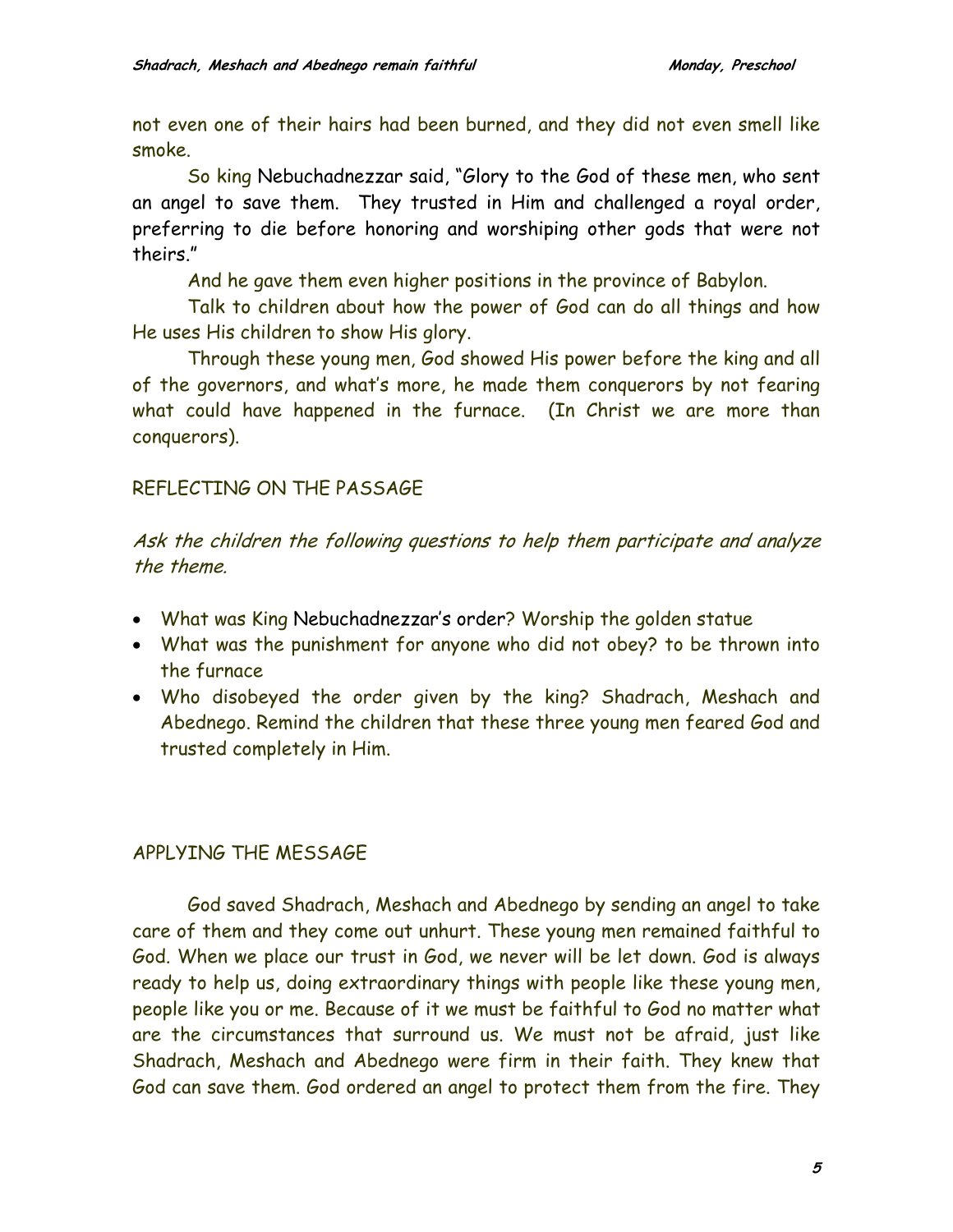not even one of their hairs had been burned, and they did not even smell like smoke.

So king Nebuchadnezzar said, "Glory to the God of these men, who sent an angel to save them. They trusted in Him and challenged a royal order, preferring to die before honoring and worshiping other gods that were not theirs."

And he gave them even higher positions in the province of Babylon.

Talk to children about how the power of God can do all things and how He uses His children to show His glory.

Through these young men, God showed His power before the king and all of the governors, and what's more, he made them conquerors by not fearing what could have happened in the furnace. (In Christ we are more than conquerors).

## REFLECTING ON THE PASSAGE

*Ask the children the following questions to help them participate and analyze the theme.*

- What was King Nebuchadnezzar's order? Worship the golden statue
- What was the punishment for anyone who did not obey? to be thrown into the furnace
- Who disobeyed the order given by the king? Shadrach, Meshach and Abednego. Remind the children that these three young men feared God and trusted completely in Him.

## APPLYING THE MESSAGE

God saved Shadrach, Meshach and Abednego by sending an angel to take care of them and they come out unhurt. These young men remained faithful to God. When we place our trust in God, we never will be let down. God is always ready to help us, doing extraordinary things with people like these young men, people like you or me. Because of it we must be faithful to God no matter what are the circumstances that surround us. We must not be afraid, just like Shadrach, Meshach and Abednego were firm in their faith. They knew that God can save them. God ordered an angel to protect them from the fire. They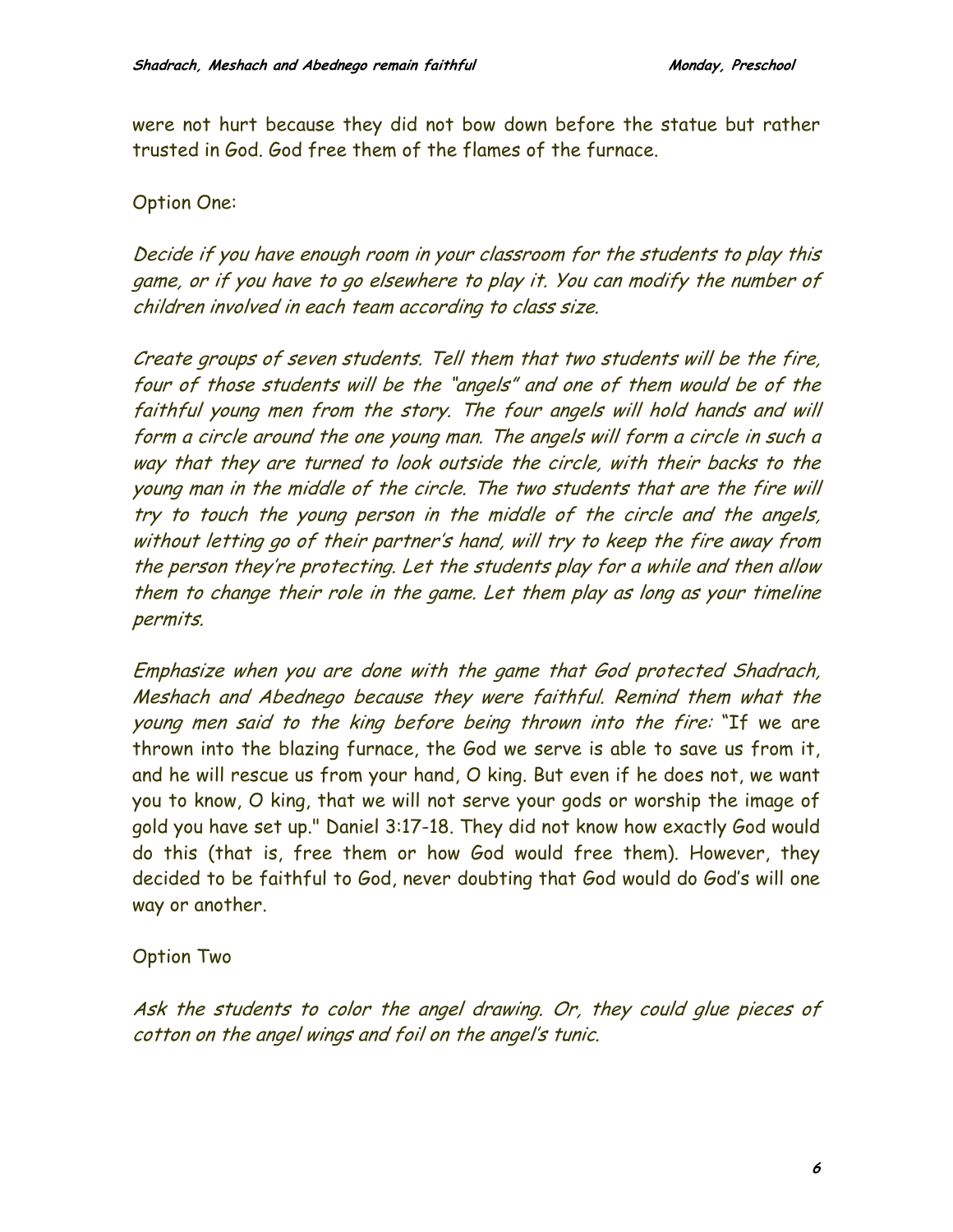were not hurt because they did not bow down before the statue but rather trusted in God. God free them of the flames of the furnace.

Option One:

*Decide if you have enough room in your classroom for the students to play this game, or if you have to go elsewhere to play it. You can modify the number of children involved in each team according to class size.*

*Create groups of seven students. Tell them that two students will be the fire, four of those students will be the "angels" and one of them would be of the faithful young men from the story. The four angels will hold hands and will form a circle around the one young man. The angels will form a circle in such a way that they are turned to look outside the circle, with their backs to the young man in the middle of the circle. The two students that are the fire will try to touch the young person in the middle of the circle and the angels, without letting go of their partner's hand, will try to keep the fire away from the person they're protecting. Let the students play for a while and then allow them to change their role in the game. Let them play as long as your timeline permits.*

*Emphasize when you are done with the game that God protected Shadrach, Meshach and Abednego because they were faithful. Remind them what the young men said to the king before being thrown into the fire:* "If we are thrown into the blazing furnace, the God we serve is able to save us from it, and he will rescue us from your hand, O king. But even if he does not, we want you to know, O king, that we will not serve your gods or worship the image of gold you have set up." Daniel 3:17-18. They did not know how exactly God would do this (that is, free them or how God would free them). However, they decided to be faithful to God, never doubting that God would do God's will one way or another.

Option Two

*Ask the students to color the angel drawing. Or, they could glue pieces of cotton on the angel wings and foil on the angel's tunic.*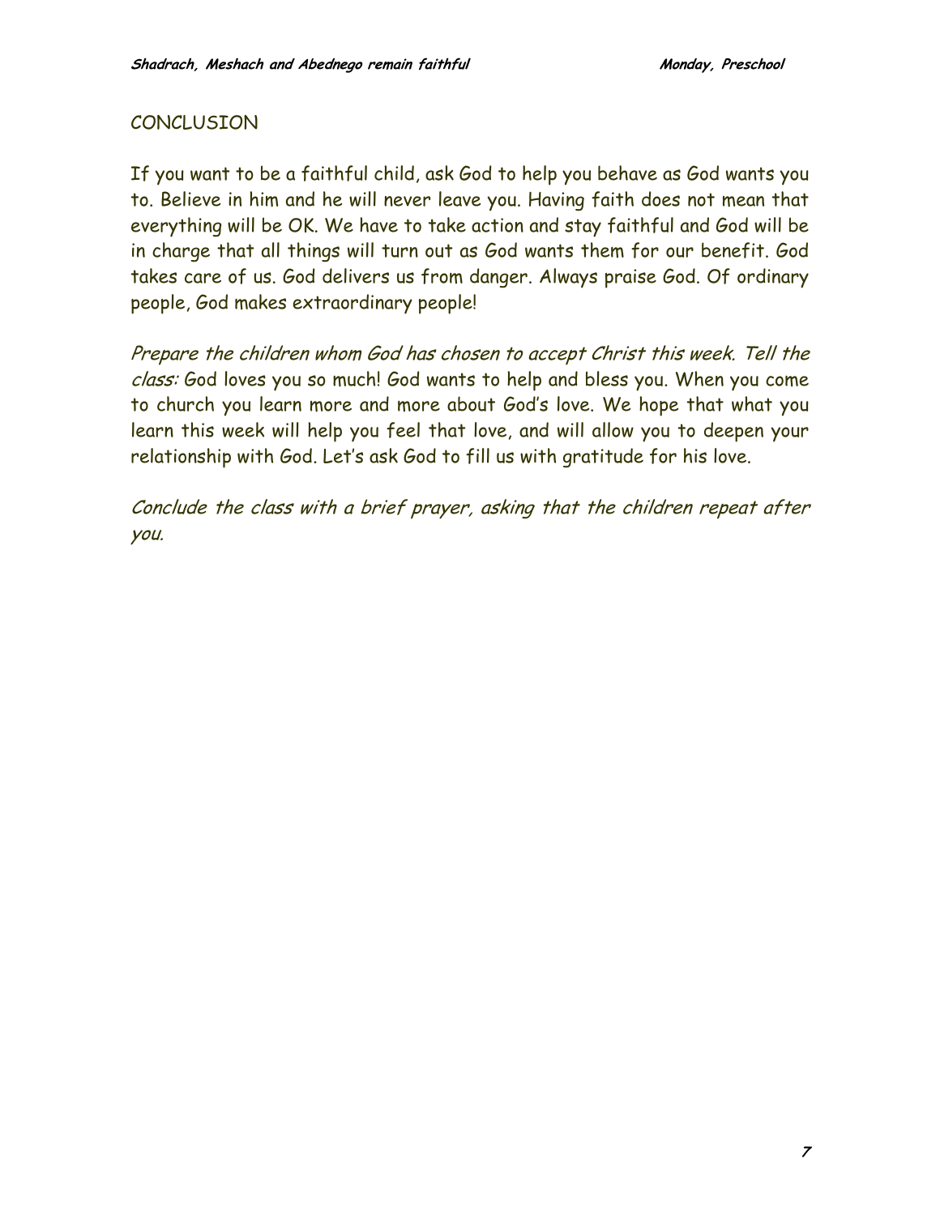## CONCLUSION

If you want to be a faithful child, ask God to help you behave as God wants you to. Believe in him and he will never leave you. Having faith does not mean that everything will be OK. We have to take action and stay faithful and God will be in charge that all things will turn out as God wants them for our benefit. God takes care of us. God delivers us from danger. Always praise God. Of ordinary people, God makes extraordinary people!

*Prepare the children whom God has chosen to accept Christ this week. Tell the class:* God loves you so much! God wants to help and bless you. When you come to church you learn more and more about God's love. We hope that what you learn this week will help you feel that love, and will allow you to deepen your relationship with God. Let's ask God to fill us with gratitude for his love.

*Conclude the class with a brief prayer, asking that the children repeat after you.*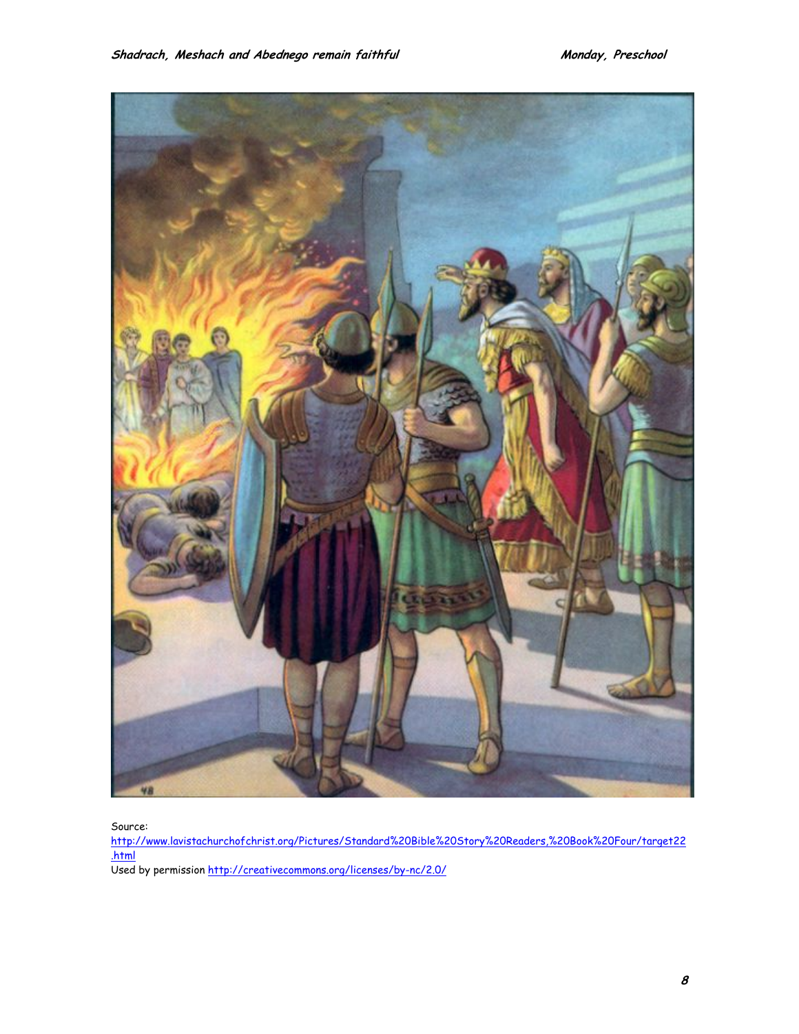Source:
http://www.lavistachurchofchrist.org/Pictures/Standard%20Bible%20Story%20Readers,%20Book%20Four/target22.html
Used by permission http://creativecommons.org/licenses/by-nc/2.0/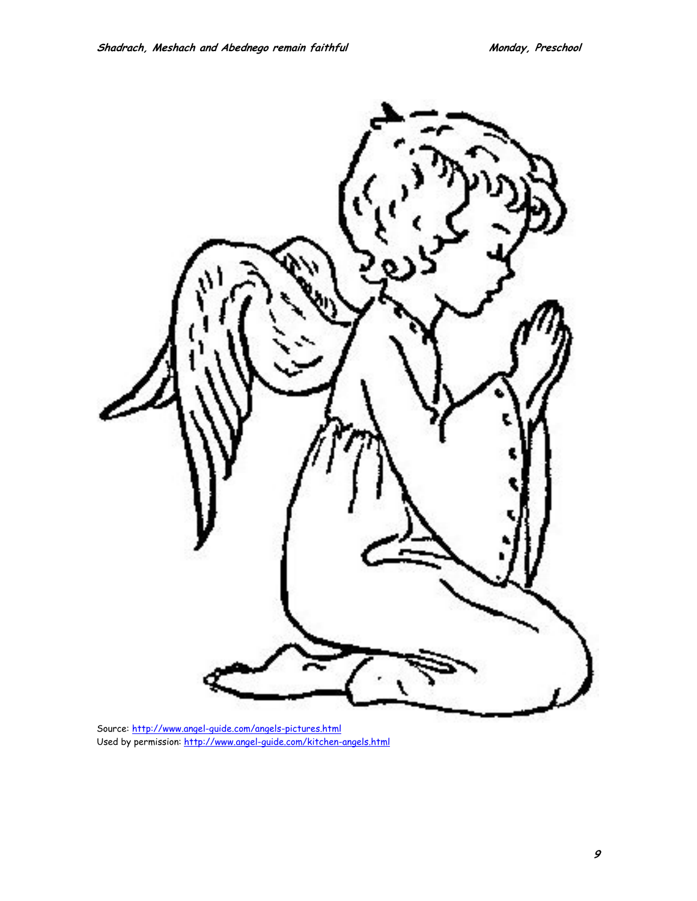Source: [http://www.angel-guide.com/angels-pictures.html](http://www.angel-guide.com/angels-pictures.html)
Used by permission: [http://www.angel-guide.com/kitchen-angels.html](http://www.angel-guide.com/kitchen-angels.html)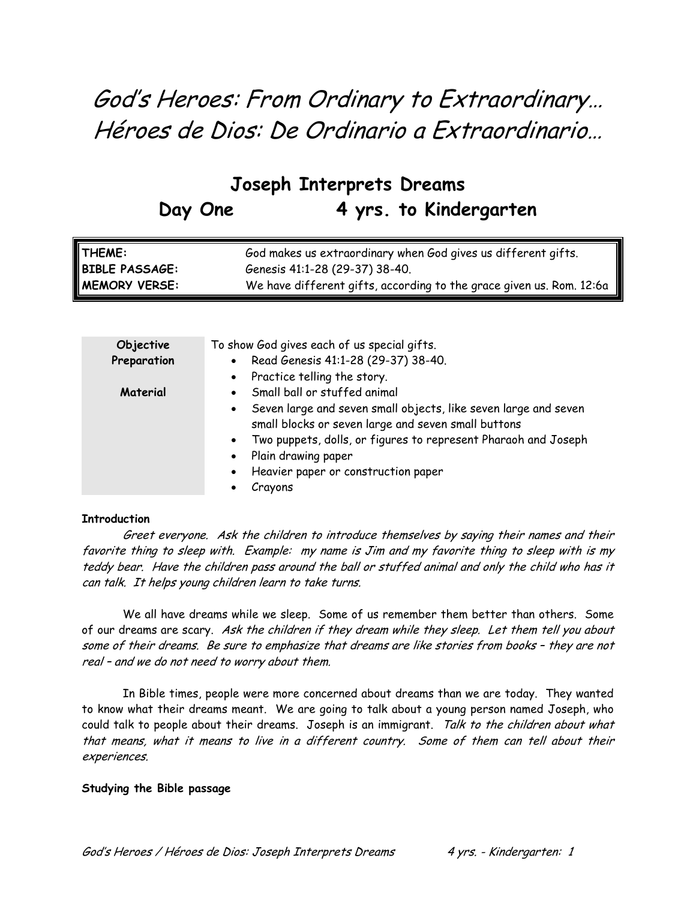# *God's Heroes: From Ordinary to Extraordinary…*
# *Héroes de Dios: De Ordinario a Extraordinario…*

## Joseph Interprets Dreams
## Day One 4 yrs. to Kindergarten

| | |
|---|---|
| **THEME:** | God makes us extraordinary when God gives us different gifts. |
| **BIBLE PASSAGE:** | Genesis 41:1-28 (29-37) 38-40. |
| **MEMORY VERSE:** | We have different gifts, according to the grace given us. Rom. 12:6a |

| | |
|---|---|
| **Objective** | To show God gives each of us special gifts. |
| **Preparation** | • Read Genesis 41:1-28 (29-37) 38-40.<br>• Practice telling the story. |
| **Material** | • Small ball or stuffed animal<br>• Seven large and seven small objects, like seven large and seven small blocks or seven large and seven small buttons<br>• Two puppets, dolls, or figures to represent Pharaoh and Joseph<br>• Plain drawing paper<br>• Heavier paper or construction paper<br>• Crayons |

**Introduction**

*Greet everyone. Ask the children to introduce themselves by saying their names and their favorite thing to sleep with. Example: my name is Jim and my favorite thing to sleep with is my teddy bear. Have the children pass around the ball or stuffed animal and only the child who has it can talk. It helps young children learn to take turns.*

We all have dreams while we sleep. Some of us remember them better than others. Some of our dreams are scary. *Ask the children if they dream while they sleep. Let them tell you about some of their dreams. Be sure to emphasize that dreams are like stories from books – they are not real – and we do not need to worry about them.*

In Bible times, people were more concerned about dreams than we are today. They wanted to know what their dreams meant. We are going to talk about a young person named Joseph, who could talk to people about their dreams. Joseph is an immigrant. *Talk to the children about what that means, what it means to live in a different country. Some of them can tell about their experiences.*

**Studying the Bible passage**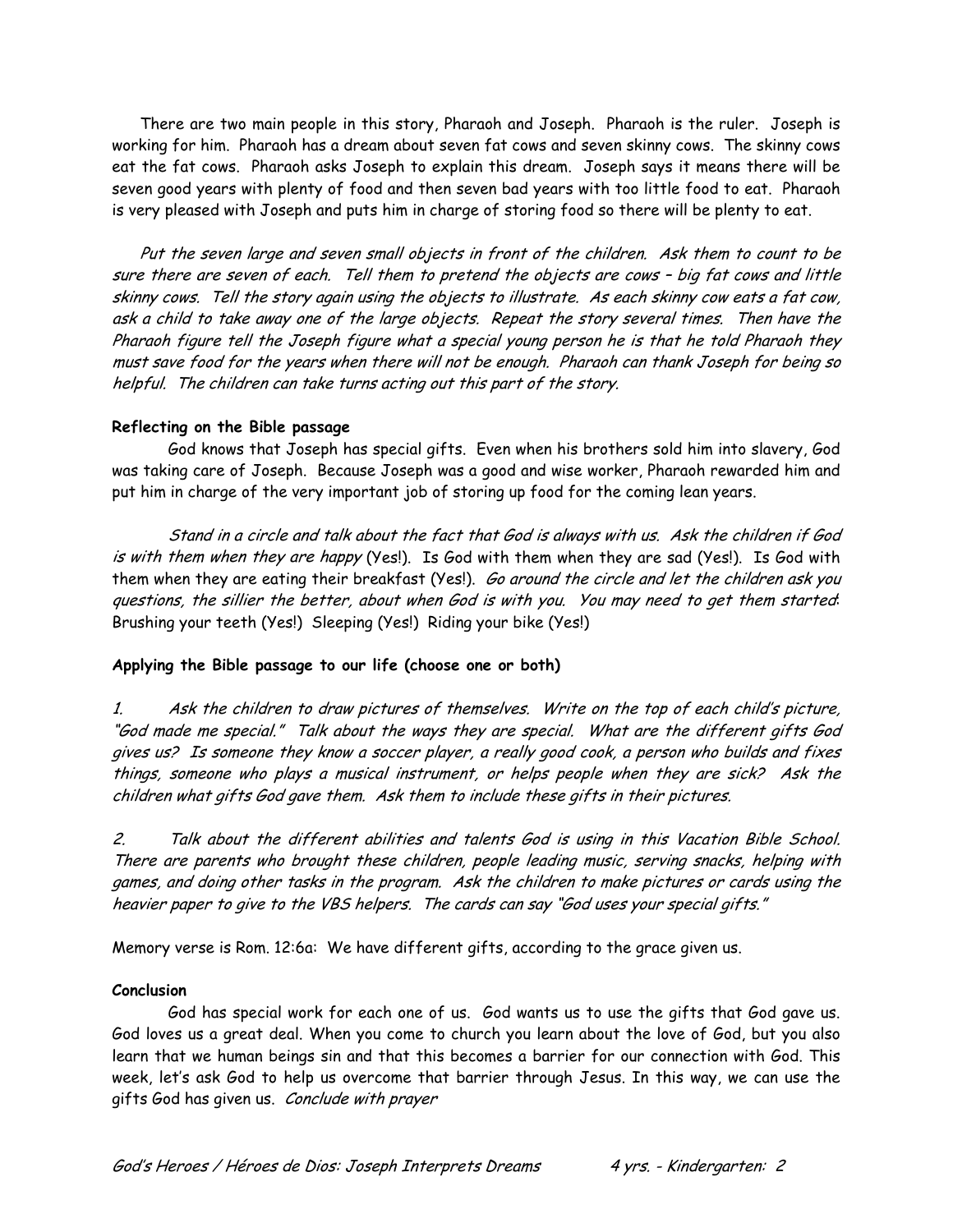There are two main people in this story, Pharaoh and Joseph. Pharaoh is the ruler. Joseph is working for him. Pharaoh has a dream about seven fat cows and seven skinny cows. The skinny cows eat the fat cows. Pharaoh asks Joseph to explain this dream. Joseph says it means there will be seven good years with plenty of food and then seven bad years with too little food to eat. Pharaoh is very pleased with Joseph and puts him in charge of storing food so there will be plenty to eat.

*Put the seven large and seven small objects in front of the children. Ask them to count to be sure there are seven of each. Tell them to pretend the objects are cows – big fat cows and little skinny cows. Tell the story again using the objects to illustrate. As each skinny cow eats a fat cow, ask a child to take away one of the large objects. Repeat the story several times. Then have the Pharaoh figure tell the Joseph figure what a special young person he is that he told Pharaoh they must save food for the years when there will not be enough. Pharaoh can thank Joseph for being so helpful. The children can take turns acting out this part of the story.*

**Reflecting on the Bible passage**

God knows that Joseph has special gifts. Even when his brothers sold him into slavery, God was taking care of Joseph. Because Joseph was a good and wise worker, Pharaoh rewarded him and put him in charge of the very important job of storing up food for the coming lean years.

*Stand in a circle and talk about the fact that God is always with us. Ask the children if God is with them when they are happy* (Yes!). Is God with them when they are sad (Yes!). Is God with them when they are eating their breakfast (Yes!). *Go around the circle and let the children ask you questions, the sillier the better, about when God is with you. You may need to get them started*: Brushing your teeth (Yes!) Sleeping (Yes!) Riding your bike (Yes!)

**Applying the Bible passage to our life (choose one or both)**

1. *Ask the children to draw pictures of themselves. Write on the top of each child's picture, "God made me special." Talk about the ways they are special. What are the different gifts God gives us? Is someone they know a soccer player, a really good cook, a person who builds and fixes things, someone who plays a musical instrument, or helps people when they are sick? Ask the children what gifts God gave them. Ask them to include these gifts in their pictures.*

2. *Talk about the different abilities and talents God is using in this Vacation Bible School. There are parents who brought these children, people leading music, serving snacks, helping with games, and doing other tasks in the program. Ask the children to make pictures or cards using the heavier paper to give to the VBS helpers. The cards can say "God uses your special gifts."*

Memory verse is Rom. 12:6a: We have different gifts, according to the grace given us.

**Conclusion**

God has special work for each one of us. God wants us to use the gifts that God gave us. God loves us a great deal. When you come to church you learn about the love of God, but you also learn that we human beings sin and that this becomes a barrier for our connection with God. This week, let's ask God to help us overcome that barrier through Jesus. In this way, we can use the gifts God has given us. *Conclude with prayer*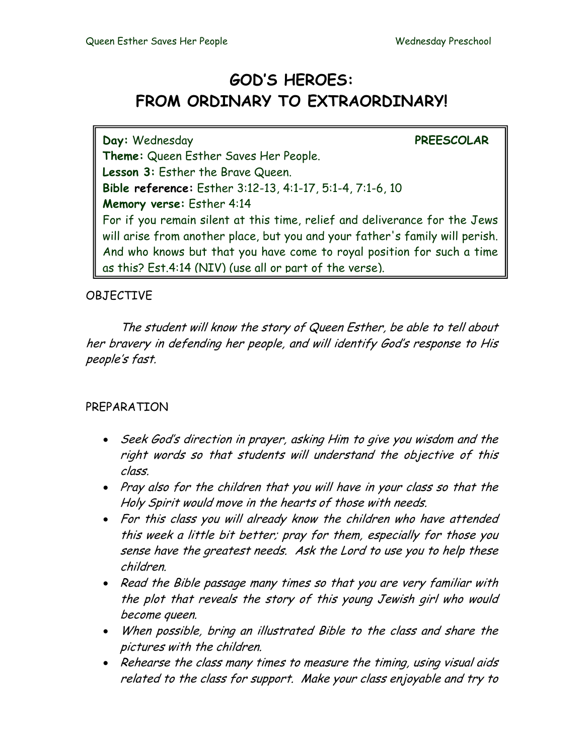# GOD'S HEROES: FROM ORDINARY TO EXTRAORDINARY!

**Day:** Wednesday **PREESCOLAR**
**Theme:** Queen Esther Saves Her People.
**Lesson 3:** Esther the Brave Queen.
**Bible reference:** Esther 3:12-13, 4:1-17, 5:1-4, 7:1-6, 10
**Memory verse:** Esther 4:14
For if you remain silent at this time, relief and deliverance for the Jews will arise from another place, but you and your father's family will perish. And who knows but that you have come to royal position for such a time as this? Est.4:14 (NIV) (use all or part of the verse).

OBJECTIVE

*The student will know the story of Queen Esther, be able to tell about her bravery in defending her people, and will identify God's response to His people's fast.*

PREPARATION

- *Seek God's direction in prayer, asking Him to give you wisdom and the right words so that students will understand the objective of this class.*
- *Pray also for the children that you will have in your class so that the Holy Spirit would move in the hearts of those with needs.*
- *For this class you will already know the children who have attended this week a little bit better; pray for them, especially for those you sense have the greatest needs. Ask the Lord to use you to help these children.*
- *Read the Bible passage many times so that you are very familiar with the plot that reveals the story of this young Jewish girl who would become queen.*
- *When possible, bring an illustrated Bible to the class and share the pictures with the children.*
- *Rehearse the class many times to measure the timing, using visual aids related to the class for support. Make your class enjoyable and try to*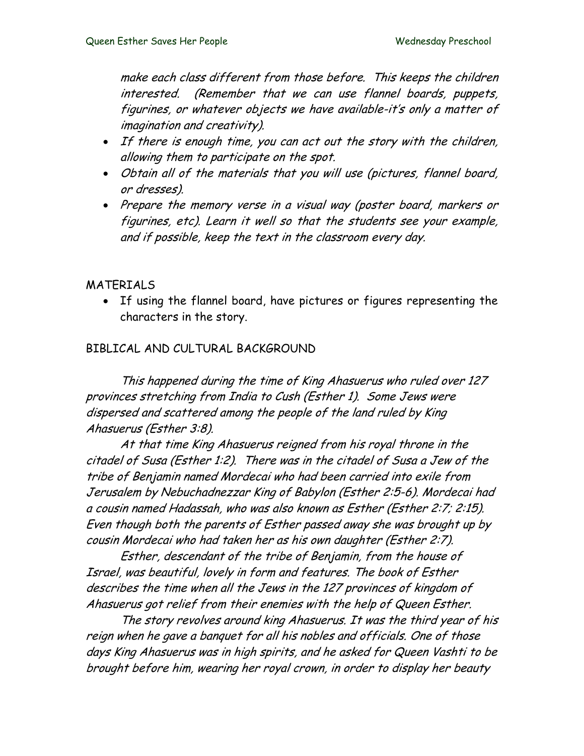*make each class different from those before. This keeps the children interested. (Remember that we can use flannel boards, puppets, figurines, or whatever objects we have available-it's only a matter of imagination and creativity).*

- *If there is enough time, you can act out the story with the children, allowing them to participate on the spot.*
- *Obtain all of the materials that you will use (pictures, flannel board, or dresses).*
- *Prepare the memory verse in a visual way (poster board, markers or figurines, etc). Learn it well so that the students see your example, and if possible, keep the text in the classroom every day.*

MATERIALS

- If using the flannel board, have pictures or figures representing the characters in the story.

BIBLICAL AND CULTURAL BACKGROUND

*This happened during the time of King Ahasuerus who ruled over 127 provinces stretching from India to Cush (Esther 1). Some Jews were dispersed and scattered among the people of the land ruled by King Ahasuerus (Esther 3:8).*

*At that time King Ahasuerus reigned from his royal throne in the citadel of Susa (Esther 1:2). There was in the citadel of Susa a Jew of the tribe of Benjamin named Mordecai who had been carried into exile from Jerusalem by Nebuchadnezzar King of Babylon (Esther 2:5-6). Mordecai had a cousin named Hadassah, who was also known as Esther (Esther 2:7; 2:15). Even though both the parents of Esther passed away she was brought up by cousin Mordecai who had taken her as his own daughter (Esther 2:7).*

*Esther, descendant of the tribe of Benjamin, from the house of Israel, was beautiful, lovely in form and features. The book of Esther describes the time when all the Jews in the 127 provinces of kingdom of Ahasuerus got relief from their enemies with the help of Queen Esther.*

*The story revolves around king Ahasuerus. It was the third year of his reign when he gave a banquet for all his nobles and officials. One of those days King Ahasuerus was in high spirits, and he asked for Queen Vashti to be brought before him, wearing her royal crown, in order to display her beauty*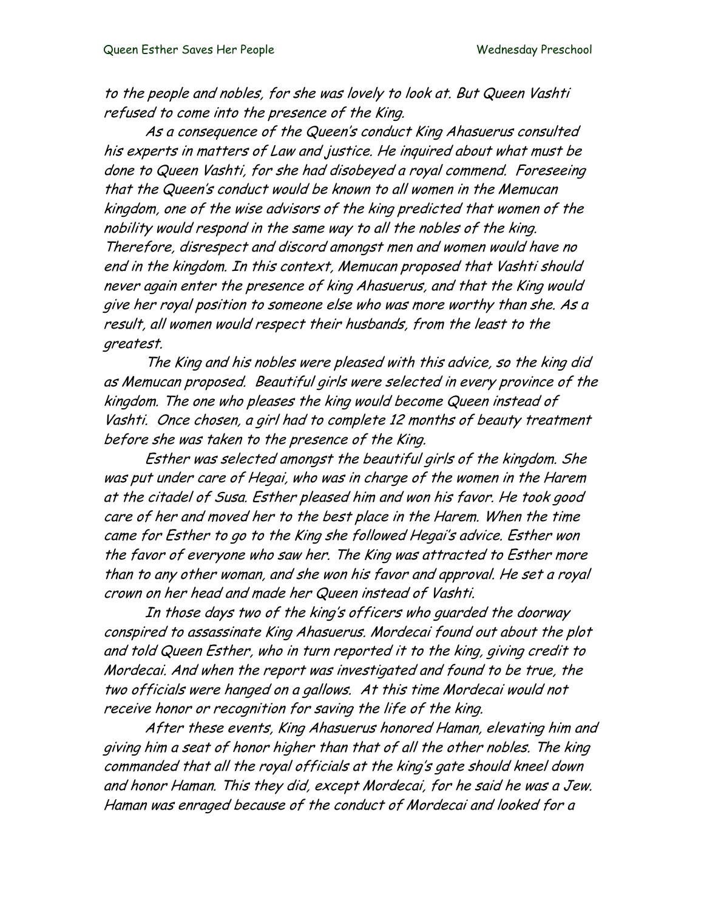*to the people and nobles, for she was lovely to look at. But Queen Vashti refused to come into the presence of the King.*

*As a consequence of the Queen's conduct King Ahasuerus consulted his experts in matters of Law and justice. He inquired about what must be done to Queen Vashti, for she had disobeyed a royal commend. Foreseeing that the Queen's conduct would be known to all women in the Memucan kingdom, one of the wise advisors of the king predicted that women of the nobility would respond in the same way to all the nobles of the king. Therefore, disrespect and discord amongst men and women would have no end in the kingdom. In this context, Memucan proposed that Vashti should never again enter the presence of king Ahasuerus, and that the King would give her royal position to someone else who was more worthy than she. As a result, all women would respect their husbands, from the least to the greatest.*

*The King and his nobles were pleased with this advice, so the king did as Memucan proposed. Beautiful girls were selected in every province of the kingdom. The one who pleases the king would become Queen instead of Vashti. Once chosen, a girl had to complete 12 months of beauty treatment before she was taken to the presence of the King.*

*Esther was selected amongst the beautiful girls of the kingdom. She was put under care of Hegai, who was in charge of the women in the Harem at the citadel of Susa. Esther pleased him and won his favor. He took good care of her and moved her to the best place in the Harem. When the time came for Esther to go to the King she followed Hegai's advice. Esther won the favor of everyone who saw her. The King was attracted to Esther more than to any other woman, and she won his favor and approval. He set a royal crown on her head and made her Queen instead of Vashti.*

*In those days two of the king's officers who guarded the doorway conspired to assassinate King Ahasuerus. Mordecai found out about the plot and told Queen Esther, who in turn reported it to the king, giving credit to Mordecai. And when the report was investigated and found to be true, the two officials were hanged on a gallows. At this time Mordecai would not receive honor or recognition for saving the life of the king.*

*After these events, King Ahasuerus honored Haman, elevating him and giving him a seat of honor higher than that of all the other nobles. The king commanded that all the royal officials at the king's gate should kneel down and honor Haman. This they did, except Mordecai, for he said he was a Jew. Haman was enraged because of the conduct of Mordecai and looked for a*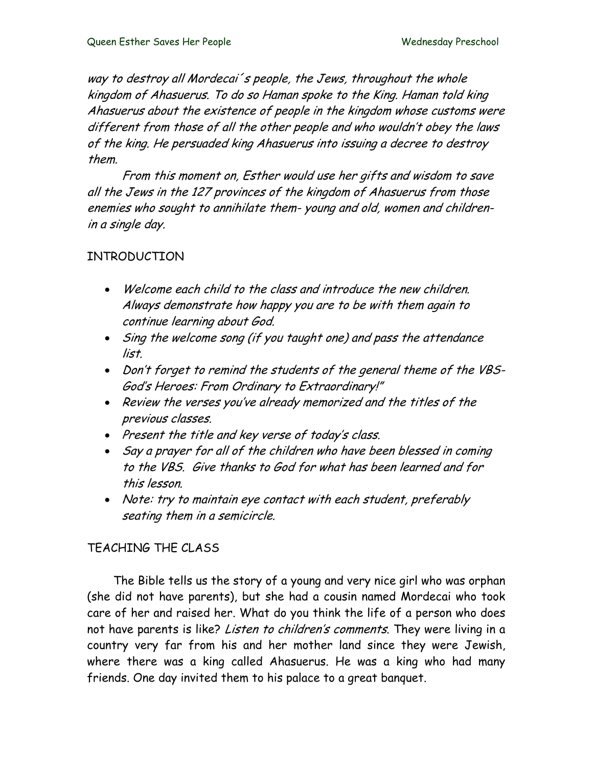*way to destroy all Mordecai´s people, the Jews, throughout the whole kingdom of Ahasuerus. To do so Haman spoke to the King. Haman told king Ahasuerus about the existence of people in the kingdom whose customs were different from those of all the other people and who wouldn't obey the laws of the king. He persuaded king Ahasuerus into issuing a decree to destroy them.*

*From this moment on, Esther would use her gifts and wisdom to save all the Jews in the 127 provinces of the kingdom of Ahasuerus from those enemies who sought to annihilate them- young and old, women and children- in a single day.*

## INTRODUCTION

- *Welcome each child to the class and introduce the new children. Always demonstrate how happy you are to be with them again to continue learning about God.*
- *Sing the welcome song (if you taught one) and pass the attendance list.*
- *Don't forget to remind the students of the general theme of the VBS- God's Heroes: From Ordinary to Extraordinary!"*
- *Review the verses you've already memorized and the titles of the previous classes.*
- *Present the title and key verse of today's class.*
- *Say a prayer for all of the children who have been blessed in coming to the VBS. Give thanks to God for what has been learned and for this lesson.*
- *Note: try to maintain eye contact with each student, preferably seating them in a semicircle.*

## TEACHING THE CLASS

The Bible tells us the story of a young and very nice girl who was orphan (she did not have parents), but she had a cousin named Mordecai who took care of her and raised her. What do you think the life of a person who does not have parents is like? *Listen to children's comments*. They were living in a country very far from his and her mother land since they were Jewish, where there was a king called Ahasuerus. He was a king who had many friends. One day invited them to his palace to a great banquet.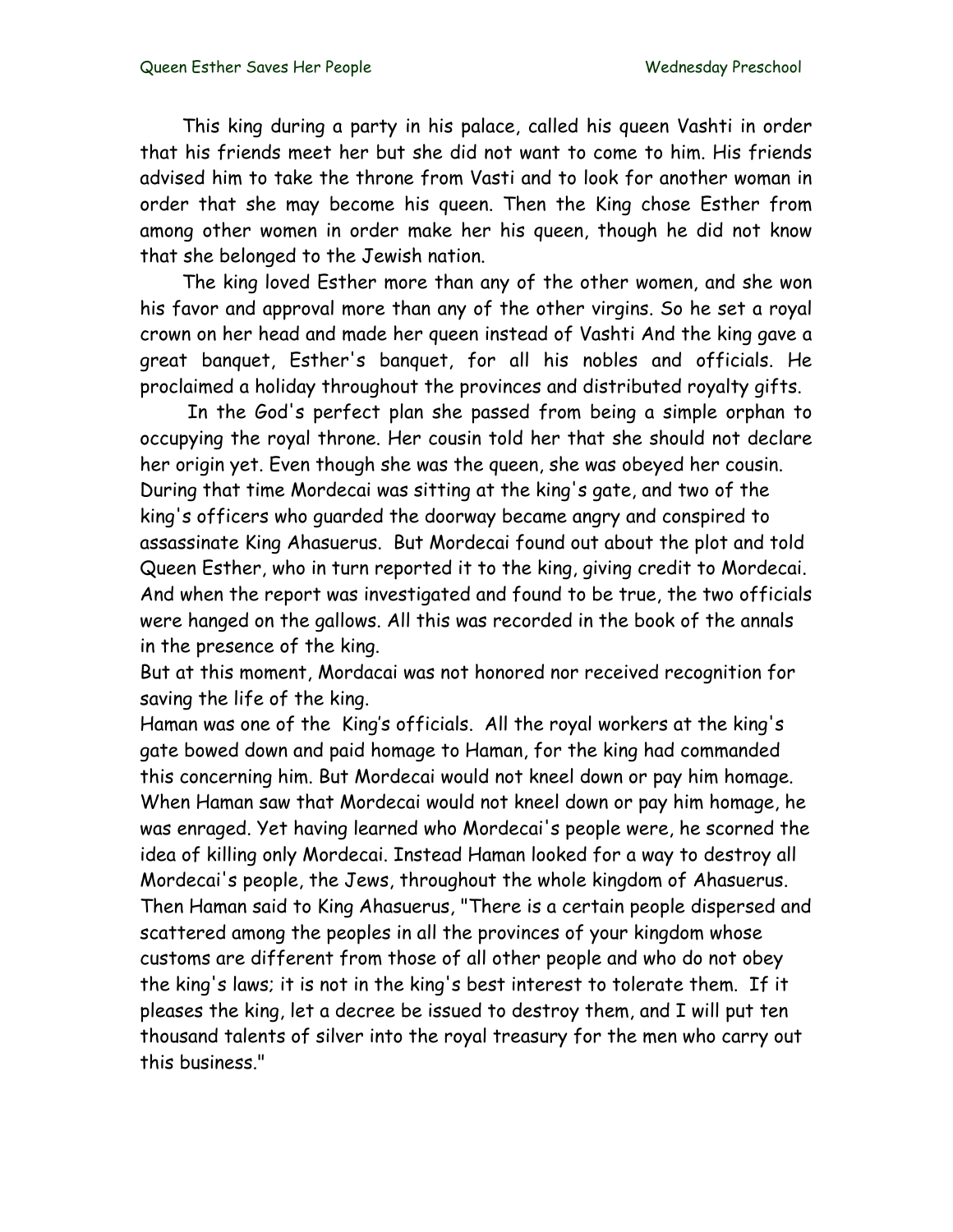This king during a party in his palace, called his queen Vashti in order that his friends meet her but she did not want to come to him. His friends advised him to take the throne from Vasti and to look for another woman in order that she may become his queen. Then the King chose Esther from among other women in order make her his queen, though he did not know that she belonged to the Jewish nation.

The king loved Esther more than any of the other women, and she won his favor and approval more than any of the other virgins. So he set a royal crown on her head and made her queen instead of Vashti And the king gave a great banquet, Esther's banquet, for all his nobles and officials. He proclaimed a holiday throughout the provinces and distributed royalty gifts.

In the God's perfect plan she passed from being a simple orphan to occupying the royal throne. Her cousin told her that she should not declare her origin yet. Even though she was the queen, she was obeyed her cousin. During that time Mordecai was sitting at the king's gate, and two of the king's officers who guarded the doorway became angry and conspired to assassinate King Ahasuerus. But Mordecai found out about the plot and told Queen Esther, who in turn reported it to the king, giving credit to Mordecai. And when the report was investigated and found to be true, the two officials were hanged on the gallows. All this was recorded in the book of the annals in the presence of the king.

But at this moment, Mordacai was not honored nor received recognition for saving the life of the king.

Haman was one of the King's officials. All the royal workers at the king's gate bowed down and paid homage to Haman, for the king had commanded this concerning him. But Mordecai would not kneel down or pay him homage. When Haman saw that Mordecai would not kneel down or pay him homage, he was enraged. Yet having learned who Mordecai's people were, he scorned the idea of killing only Mordecai. Instead Haman looked for a way to destroy all Mordecai's people, the Jews, throughout the whole kingdom of Ahasuerus. Then Haman said to King Ahasuerus, "There is a certain people dispersed and scattered among the peoples in all the provinces of your kingdom whose customs are different from those of all other people and who do not obey the king's laws; it is not in the king's best interest to tolerate them. If it pleases the king, let a decree be issued to destroy them, and I will put ten thousand talents of silver into the royal treasury for the men who carry out this business."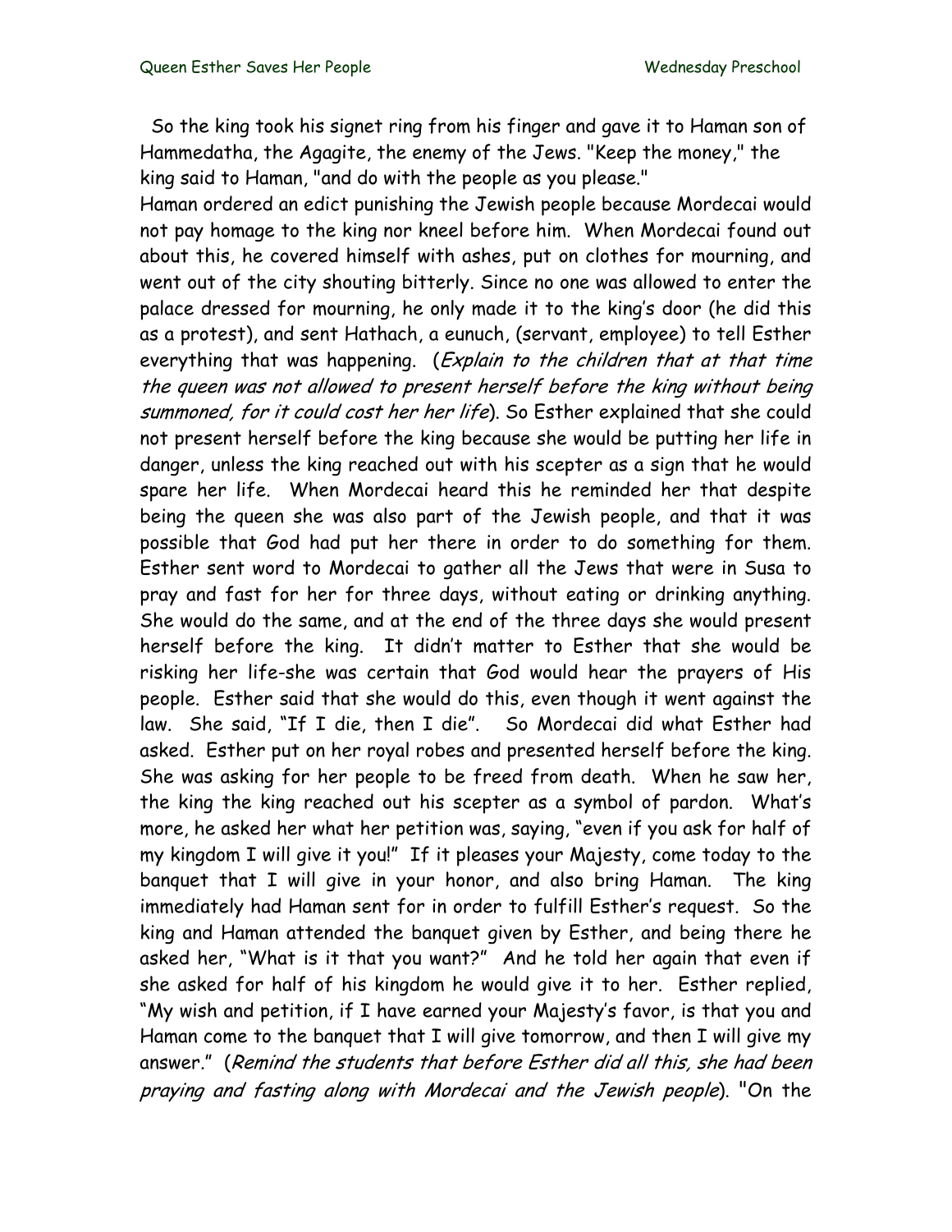So the king took his signet ring from his finger and gave it to Haman son of Hammedatha, the Agagite, the enemy of the Jews. "Keep the money," the king said to Haman, "and do with the people as you please."

Haman ordered an edict punishing the Jewish people because Mordecai would not pay homage to the king nor kneel before him. When Mordecai found out about this, he covered himself with ashes, put on clothes for mourning, and went out of the city shouting bitterly. Since no one was allowed to enter the palace dressed for mourning, he only made it to the king's door (he did this as a protest), and sent Hathach, a eunuch, (servant, employee) to tell Esther everything that was happening. (*Explain to the children that at that time the queen was not allowed to present herself before the king without being summoned, for it could cost her her life*). So Esther explained that she could not present herself before the king because she would be putting her life in danger, unless the king reached out with his scepter as a sign that he would spare her life. When Mordecai heard this he reminded her that despite being the queen she was also part of the Jewish people, and that it was possible that God had put her there in order to do something for them. Esther sent word to Mordecai to gather all the Jews that were in Susa to pray and fast for her for three days, without eating or drinking anything. She would do the same, and at the end of the three days she would present herself before the king. It didn't matter to Esther that she would be risking her life-she was certain that God would hear the prayers of His people. Esther said that she would do this, even though it went against the law. She said, "If I die, then I die". So Mordecai did what Esther had asked. Esther put on her royal robes and presented herself before the king. She was asking for her people to be freed from death. When he saw her, the king the king reached out his scepter as a symbol of pardon. What's more, he asked her what her petition was, saying, "even if you ask for half of my kingdom I will give it you!" If it pleases your Majesty, come today to the banquet that I will give in your honor, and also bring Haman. The king immediately had Haman sent for in order to fulfill Esther's request. So the king and Haman attended the banquet given by Esther, and being there he asked her, "What is it that you want?" And he told her again that even if she asked for half of his kingdom he would give it to her. Esther replied, "My wish and petition, if I have earned your Majesty's favor, is that you and Haman come to the banquet that I will give tomorrow, and then I will give my answer." (*Remind the students that before Esther did all this, she had been praying and fasting along with Mordecai and the Jewish people*). "On the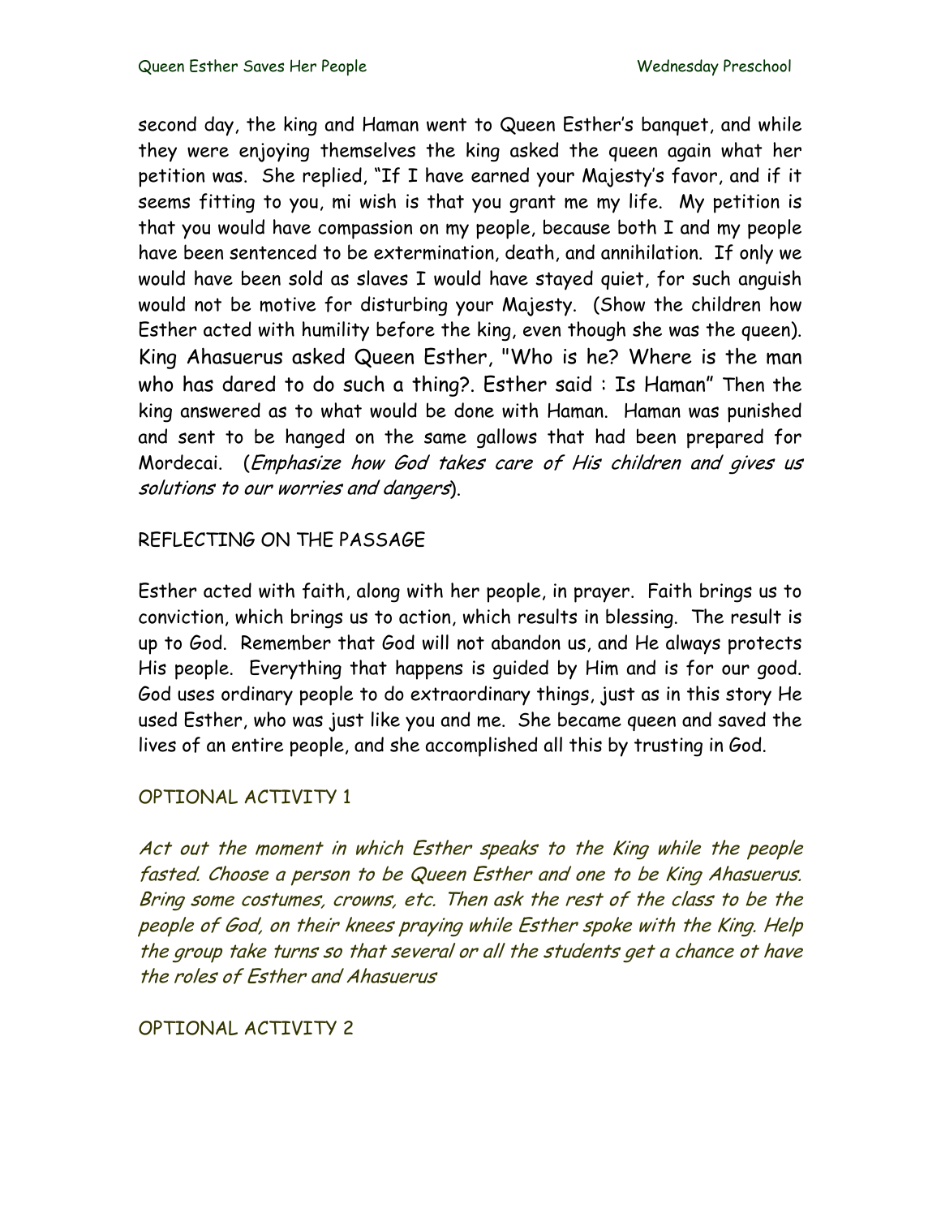second day, the king and Haman went to Queen Esther's banquet, and while they were enjoying themselves the king asked the queen again what her petition was. She replied, "If I have earned your Majesty's favor, and if it seems fitting to you, mi wish is that you grant me my life. My petition is that you would have compassion on my people, because both I and my people have been sentenced to be extermination, death, and annihilation. If only we would have been sold as slaves I would have stayed quiet, for such anguish would not be motive for disturbing your Majesty. (Show the children how Esther acted with humility before the king, even though she was the queen). King Ahasuerus asked Queen Esther, "Who is he? Where is the man who has dared to do such a thing?. Esther said : Is Haman" Then the king answered as to what would be done with Haman. Haman was punished and sent to be hanged on the same gallows that had been prepared for Mordecai. (*Emphasize how God takes care of His children and gives us solutions to our worries and dangers*).

## REFLECTING ON THE PASSAGE

Esther acted with faith, along with her people, in prayer. Faith brings us to conviction, which brings us to action, which results in blessing. The result is up to God. Remember that God will not abandon us, and He always protects His people. Everything that happens is guided by Him and is for our good. God uses ordinary people to do extraordinary things, just as in this story He used Esther, who was just like you and me. She became queen and saved the lives of an entire people, and she accomplished all this by trusting in God.

## OPTIONAL ACTIVITY 1

*Act out the moment in which Esther speaks to the King while the people fasted. Choose a person to be Queen Esther and one to be King Ahasuerus. Bring some costumes, crowns, etc. Then ask the rest of the class to be the people of God, on their knees praying while Esther spoke with the King. Help the group take turns so that several or all the students get a chance ot have the roles of Esther and Ahasuerus*

## OPTIONAL ACTIVITY 2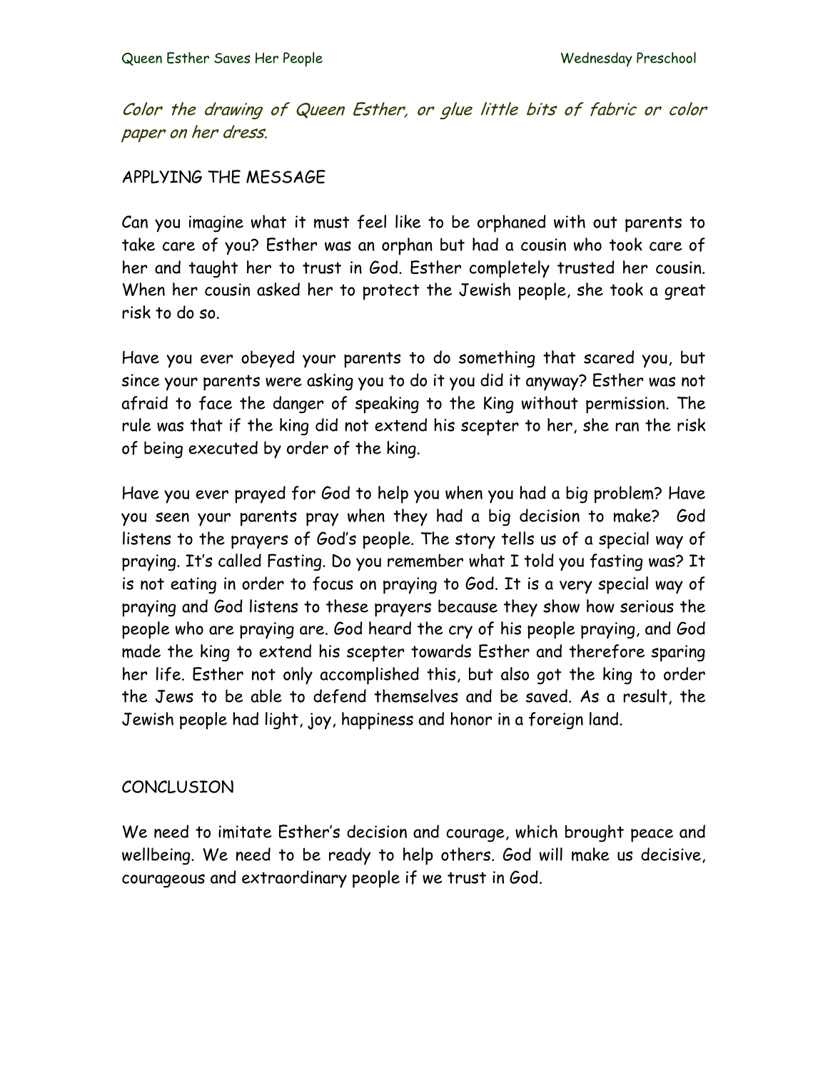*Color the drawing of Queen Esther, or glue little bits of fabric or color paper on her dress.*

## APPLYING THE MESSAGE

Can you imagine what it must feel like to be orphaned with out parents to take care of you? Esther was an orphan but had a cousin who took care of her and taught her to trust in God. Esther completely trusted her cousin. When her cousin asked her to protect the Jewish people, she took a great risk to do so.

Have you ever obeyed your parents to do something that scared you, but since your parents were asking you to do it you did it anyway? Esther was not afraid to face the danger of speaking to the King without permission. The rule was that if the king did not extend his scepter to her, she ran the risk of being executed by order of the king.

Have you ever prayed for God to help you when you had a big problem? Have you seen your parents pray when they had a big decision to make? God listens to the prayers of God's people. The story tells us of a special way of praying. It's called Fasting. Do you remember what I told you fasting was? It is not eating in order to focus on praying to God. It is a very special way of praying and God listens to these prayers because they show how serious the people who are praying are. God heard the cry of his people praying, and God made the king to extend his scepter towards Esther and therefore sparing her life. Esther not only accomplished this, but also got the king to order the Jews to be able to defend themselves and be saved. As a result, the Jewish people had light, joy, happiness and honor in a foreign land.

## CONCLUSION

We need to imitate Esther's decision and courage, which brought peace and wellbeing. We need to be ready to help others. God will make us decisive, courageous and extraordinary people if we trust in God.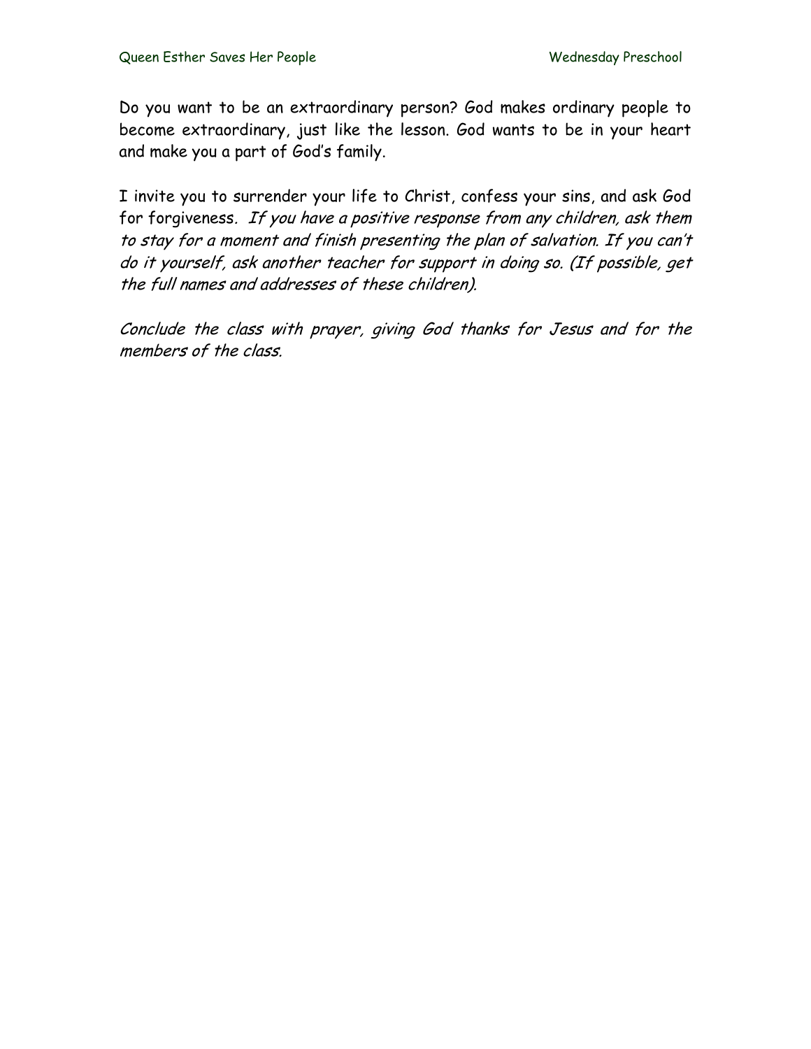Do you want to be an extraordinary person? God makes ordinary people to become extraordinary, just like the lesson. God wants to be in your heart and make you a part of God's family.

I invite you to surrender your life to Christ, confess your sins, and ask God for forgiveness. *If you have a positive response from any children, ask them to stay for a moment and finish presenting the plan of salvation. If you can't do it yourself, ask another teacher for support in doing so. (If possible, get the full names and addresses of these children).*

*Conclude the class with prayer, giving God thanks for Jesus and for the members of the class.*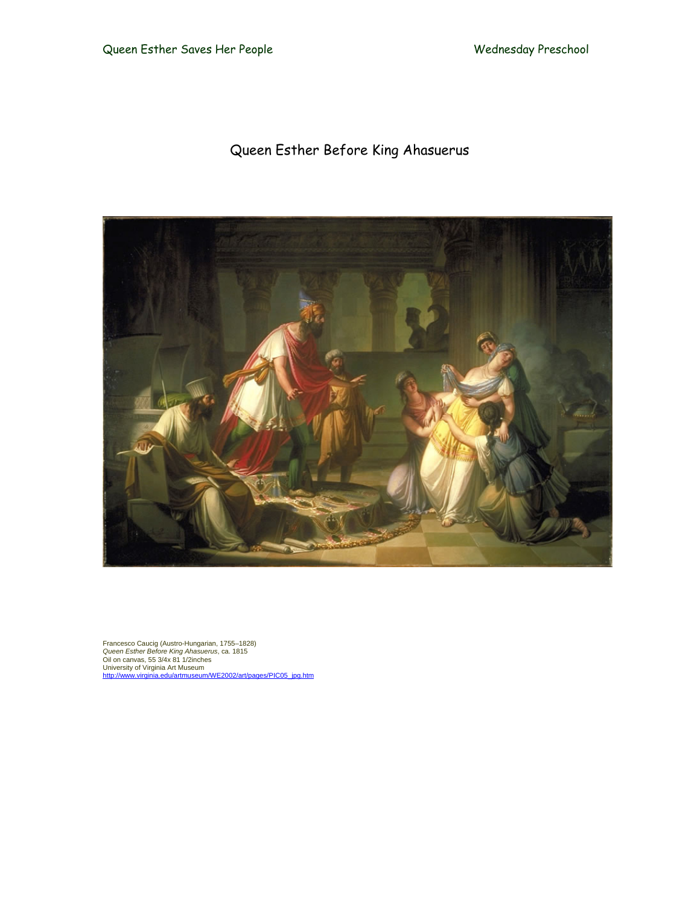# Queen Esther Before King Ahasuerus

Francesco Caucig (Austro-Hungarian, 1755–1828)
*Queen Esther Before King Ahasuerus*, ca. 1815
Oil on canvas, 55 3/4x 81 1/2inches
University of Virginia Art Museum
http://www.virginia.edu/artmuseum/WE2002/art/pages/PIC05_jpg.htm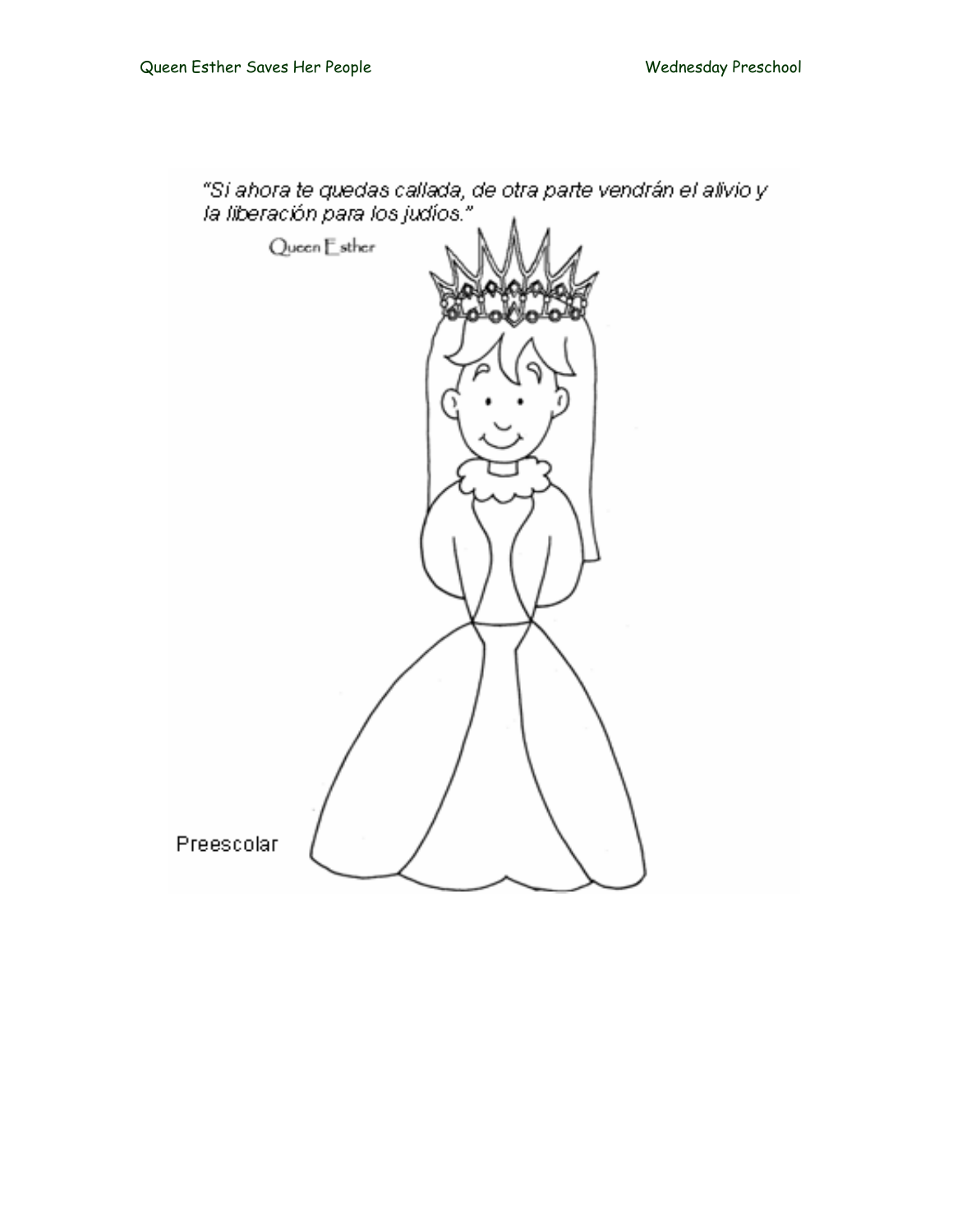"Si ahora te quedas callada, de otra parte vendrán el alivio y la liberación para los judíos."

Queen Esther

Preescolar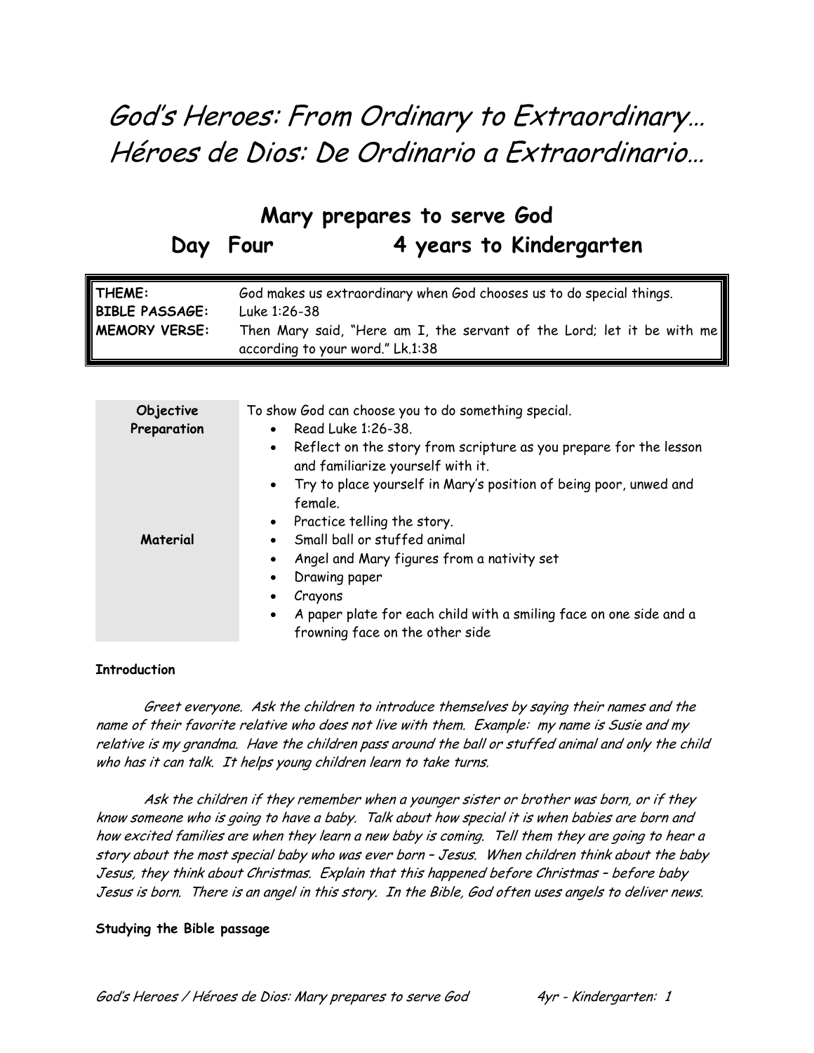# *God's Heroes: From Ordinary to Extraordinary…*
# *Héroes de Dios: De Ordinario a Extraordinario…*

## Mary prepares to serve God

## Day Four 4 years to Kindergarten

| | |
|---|---|
| **THEME:** | God makes us extraordinary when God chooses us to do special things. |
| **BIBLE PASSAGE:** | Luke 1:26-38 |
| **MEMORY VERSE:** | Then Mary said, "Here am I, the servant of the Lord; let it be with me according to your word." Lk.1:38 |

| | |
|---|---|
| **Objective** | To show God can choose you to do something special. |
| **Preparation** | • Read Luke 1:26-38.<br>• Reflect on the story from scripture as you prepare for the lesson and familiarize yourself with it.<br>• Try to place yourself in Mary's position of being poor, unwed and female.<br>• Practice telling the story. |
| **Material** | • Small ball or stuffed animal<br>• Angel and Mary figures from a nativity set<br>• Drawing paper<br>• Crayons<br>• A paper plate for each child with a smiling face on one side and a frowning face on the other side |

**Introduction**

*Greet everyone. Ask the children to introduce themselves by saying their names and the name of their favorite relative who does not live with them. Example: my name is Susie and my relative is my grandma. Have the children pass around the ball or stuffed animal and only the child who has it can talk. It helps young children learn to take turns.*

*Ask the children if they remember when a younger sister or brother was born, or if they know someone who is going to have a baby. Talk about how special it is when babies are born and how excited families are when they learn a new baby is coming. Tell them they are going to hear a story about the most special baby who was ever born – Jesus. When children think about the baby Jesus, they think about Christmas. Explain that this happened before Christmas – before baby Jesus is born. There is an angel in this story. In the Bible, God often uses angels to deliver news.*

**Studying the Bible passage**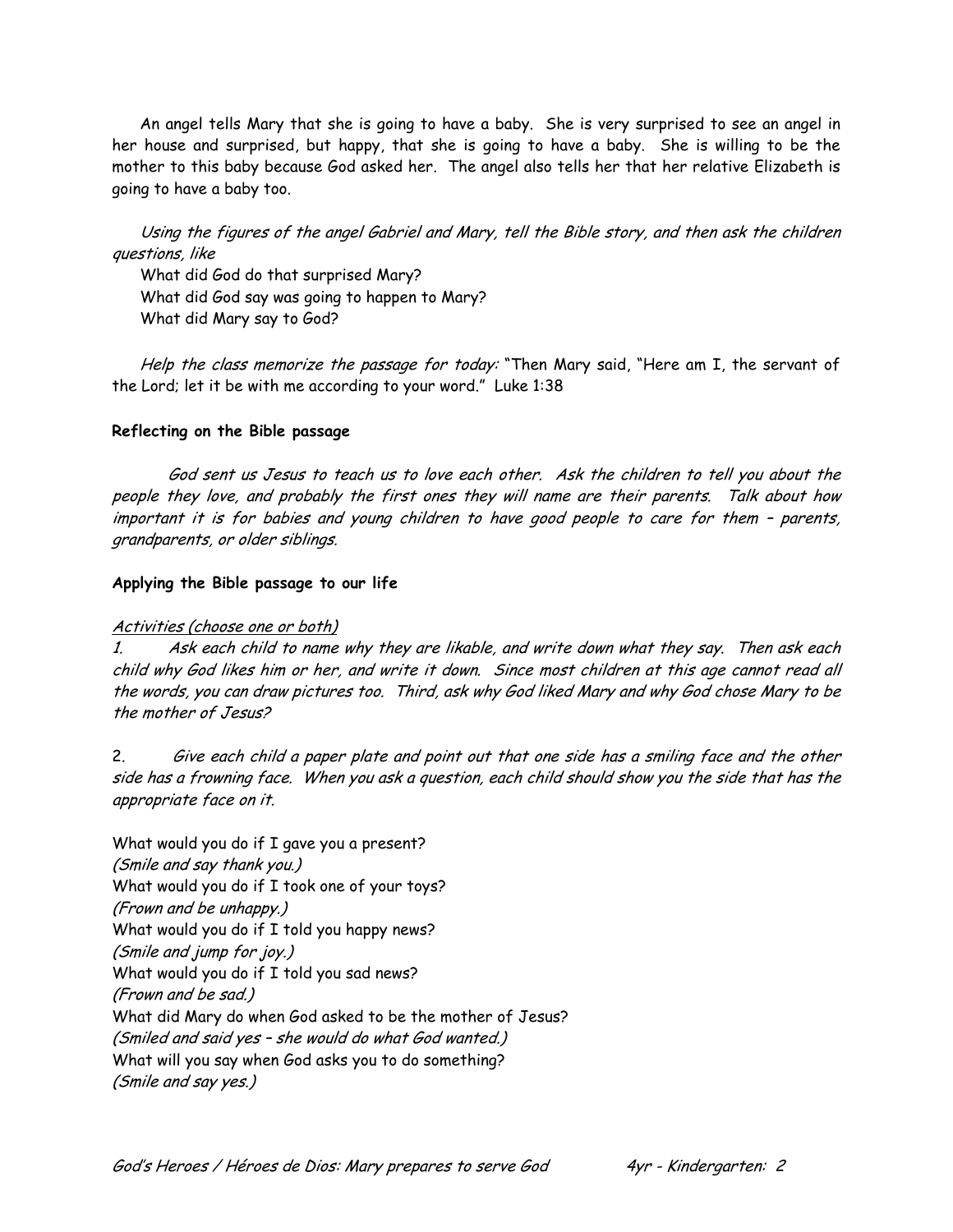An angel tells Mary that she is going to have a baby. She is very surprised to see an angel in her house and surprised, but happy, that she is going to have a baby. She is willing to be the mother to this baby because God asked her. The angel also tells her that her relative Elizabeth is going to have a baby too.

*Using the figures of the angel Gabriel and Mary, tell the Bible story, and then ask the children questions, like*

What did God do that surprised Mary?
What did God say was going to happen to Mary?
What did Mary say to God?

*Help the class memorize the passage for today:* "Then Mary said, "Here am I, the servant of the Lord; let it be with me according to your word." Luke 1:38

**Reflecting on the Bible passage**

*God sent us Jesus to teach us to love each other. Ask the children to tell you about the people they love, and probably the first ones they will name are their parents. Talk about how important it is for babies and young children to have good people to care for them – parents, grandparents, or older siblings.*

**Applying the Bible passage to our life**

*Activities (choose one or both)*

1. *Ask each child to name why they are likable, and write down what they say. Then ask each child why God likes him or her, and write it down. Since most children at this age cannot read all the words, you can draw pictures too. Third, ask why God liked Mary and why God chose Mary to be the mother of Jesus?*

2. *Give each child a paper plate and point out that one side has a smiling face and the other side has a frowning face. When you ask a question, each child should show you the side that has the appropriate face on it.*

What would you do if I gave you a present?
*(Smile and say thank you.)*
What would you do if I took one of your toys?
*(Frown and be unhappy.)*
What would you do if I told you happy news?
*(Smile and jump for joy.)*
What would you do if I told you sad news?
*(Frown and be sad.)*
What did Mary do when God asked to be the mother of Jesus?
*(Smiled and said yes – she would do what God wanted.)*
What will you say when God asks you to do something?
*(Smile and say yes.)*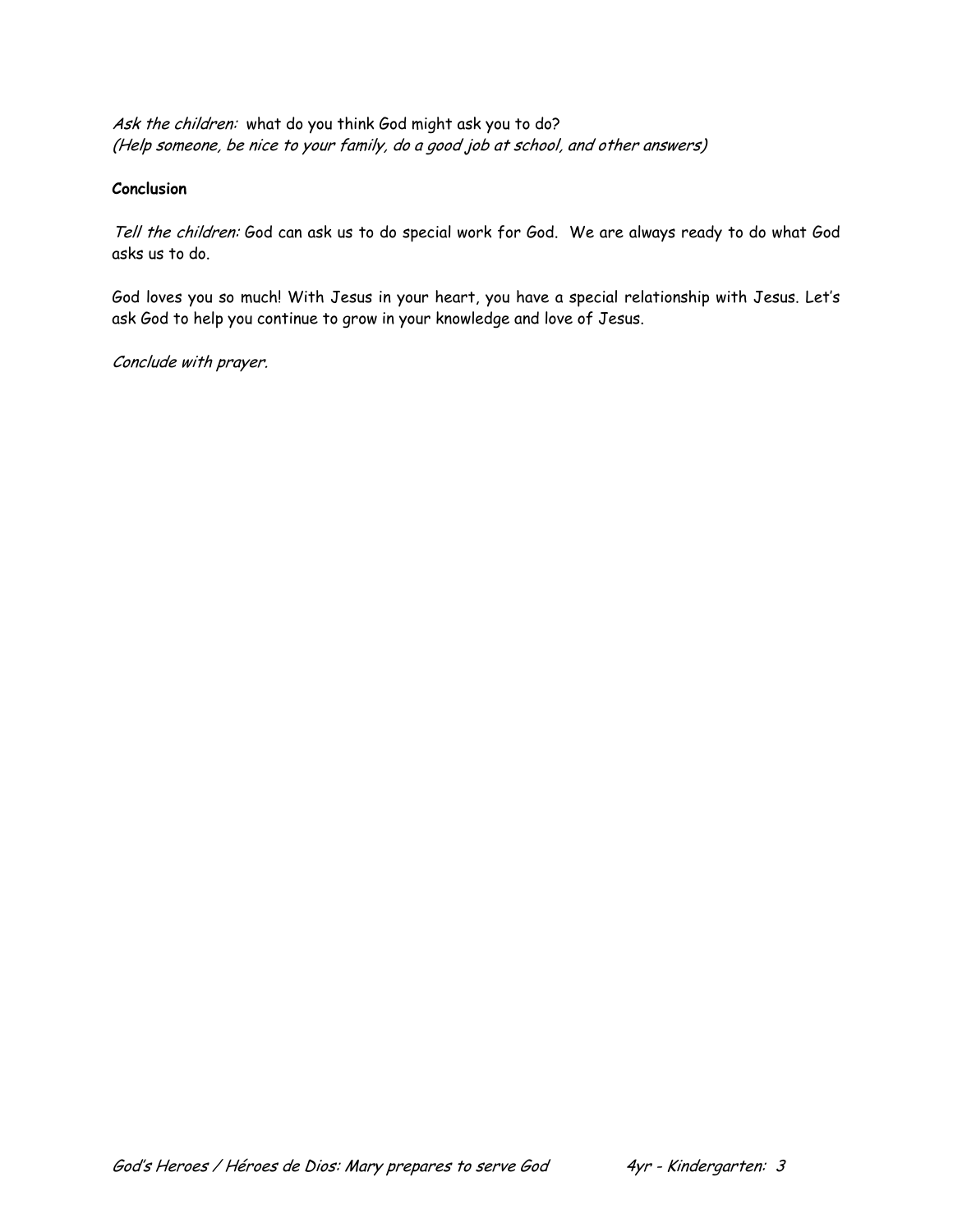*Ask the children:* what do you think God might ask you to do?
*(Help someone, be nice to your family, do a good job at school, and other answers)*

**Conclusion**

*Tell the children:* God can ask us to do special work for God. We are always ready to do what God asks us to do.

God loves you so much! With Jesus in your heart, you have a special relationship with Jesus. Let's ask God to help you continue to grow in your knowledge and love of Jesus.

*Conclude with prayer.*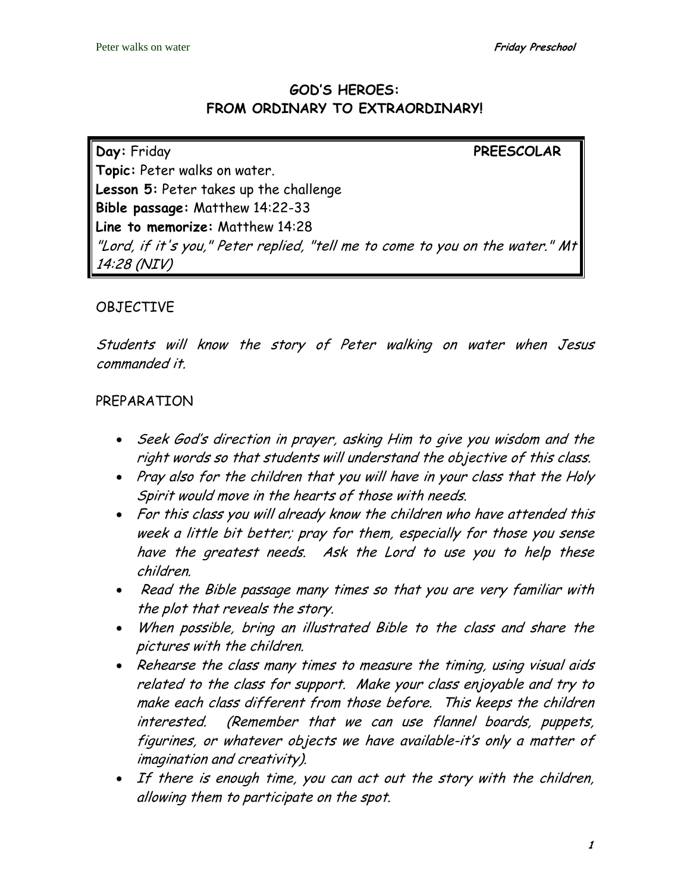## GOD'S HEROES:
## FROM ORDINARY TO EXTRAORDINARY!

**Day:** Friday **PREESCOLAR**
**Topic:** Peter walks on water.
**Lesson 5:** Peter takes up the challenge
**Bible passage:** Matthew 14:22-33
**Line to memorize:** Matthew 14:28
*"Lord, if it's you," Peter replied, "tell me to come to you on the water." Mt 14:28 (NIV)*

OBJECTIVE

*Students will know the story of Peter walking on water when Jesus commanded it.*

PREPARATION

- *Seek God's direction in prayer, asking Him to give you wisdom and the right words so that students will understand the objective of this class.*
- *Pray also for the children that you will have in your class that the Holy Spirit would move in the hearts of those with needs.*
- *For this class you will already know the children who have attended this week a little bit better; pray for them, especially for those you sense have the greatest needs. Ask the Lord to use you to help these children.*
- *Read the Bible passage many times so that you are very familiar with the plot that reveals the story.*
- *When possible, bring an illustrated Bible to the class and share the pictures with the children.*
- *Rehearse the class many times to measure the timing, using visual aids related to the class for support. Make your class enjoyable and try to make each class different from those before. This keeps the children interested. (Remember that we can use flannel boards, puppets, figurines, or whatever objects we have available-it's only a matter of imagination and creativity).*
- *If there is enough time, you can act out the story with the children, allowing them to participate on the spot.*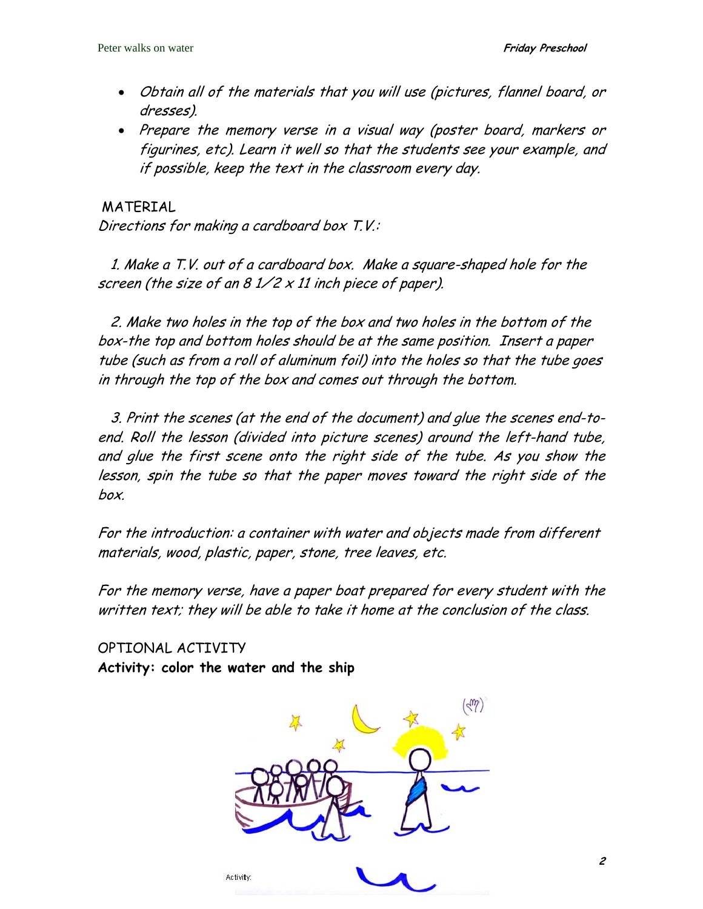- *Obtain all of the materials that you will use (pictures, flannel board, or dresses).*
- *Prepare the memory verse in a visual way (poster board, markers or figurines, etc). Learn it well so that the students see your example, and if possible, keep the text in the classroom every day.*

MATERIAL

*Directions for making a cardboard box T.V.:*

*1. Make a T.V. out of a cardboard box. Make a square-shaped hole for the screen (the size of an 8 1/2 x 11 inch piece of paper).*

*2. Make two holes in the top of the box and two holes in the bottom of the box-the top and bottom holes should be at the same position. Insert a paper tube (such as from a roll of aluminum foil) into the holes so that the tube goes in through the top of the box and comes out through the bottom.*

*3. Print the scenes (at the end of the document) and glue the scenes end-to-end. Roll the lesson (divided into picture scenes) around the left-hand tube, and glue the first scene onto the right side of the tube. As you show the lesson, spin the tube so that the paper moves toward the right side of the box.*

*For the introduction: a container with water and objects made from different materials, wood, plastic, paper, stone, tree leaves, etc.*

*For the memory verse, have a paper boat prepared for every student with the written text; they will be able to take it home at the conclusion of the class.*

OPTIONAL ACTIVITY

**Activity: color the water and the ship**

Activity: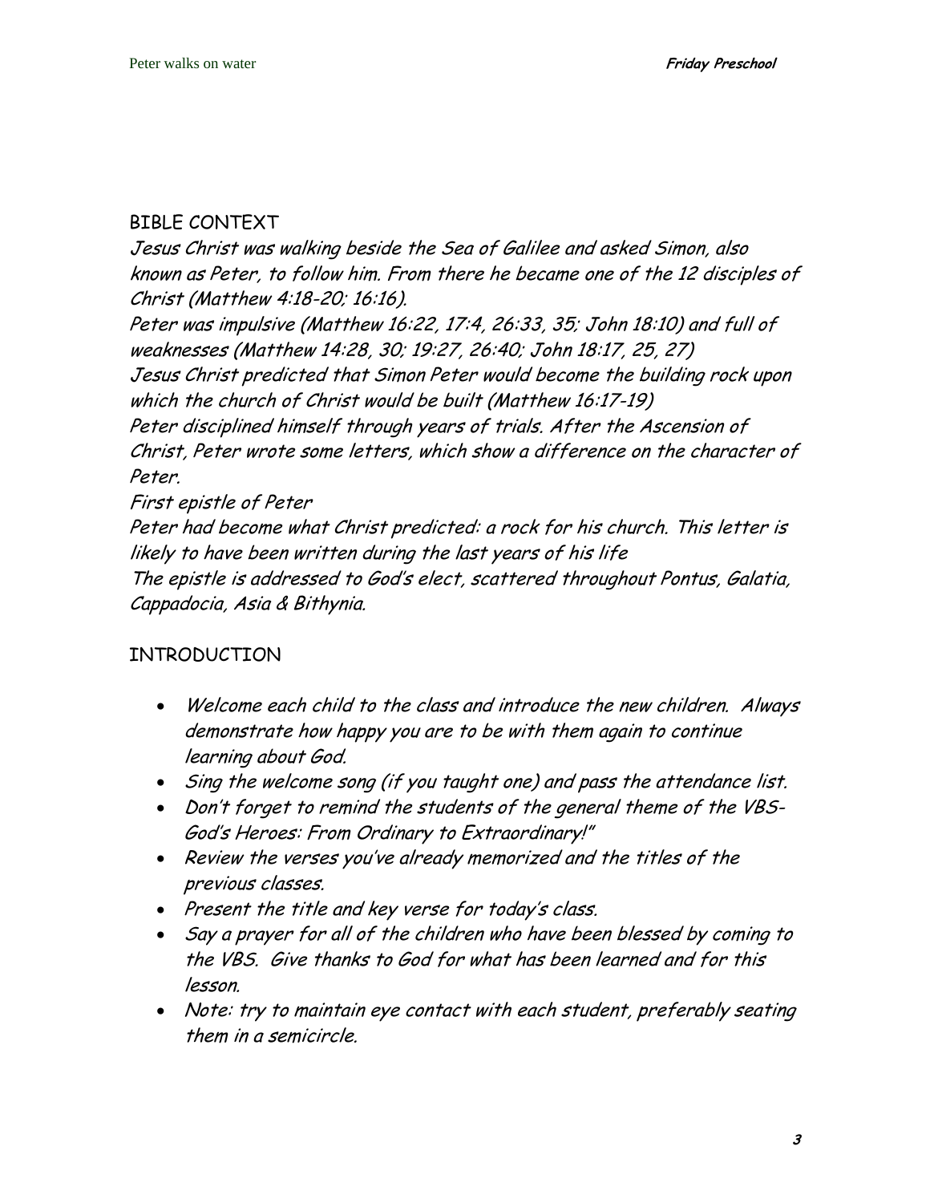BIBLE CONTEXT

*Jesus Christ was walking beside the Sea of Galilee and asked Simon, also known as Peter, to follow him. From there he became one of the 12 disciples of Christ (Matthew 4:18-20; 16:16).*

*Peter was impulsive (Matthew 16:22, 17:4, 26:33, 35; John 18:10) and full of weaknesses (Matthew 14:28, 30; 19:27, 26:40; John 18:17, 25, 27)*

*Jesus Christ predicted that Simon Peter would become the building rock upon which the church of Christ would be built (Matthew 16:17-19)*

*Peter disciplined himself through years of trials. After the Ascension of Christ, Peter wrote some letters, which show a difference on the character of Peter.*

*First epistle of Peter*

*Peter had become what Christ predicted: a rock for his church. This letter is likely to have been written during the last years of his life*

*The epistle is addressed to God's elect, scattered throughout Pontus, Galatia, Cappadocia, Asia & Bithynia.*

INTRODUCTION

- *Welcome each child to the class and introduce the new children. Always demonstrate how happy you are to be with them again to continue learning about God.*
- *Sing the welcome song (if you taught one) and pass the attendance list.*
- *Don't forget to remind the students of the general theme of the VBS- God's Heroes: From Ordinary to Extraordinary!"*
- *Review the verses you've already memorized and the titles of the previous classes.*
- *Present the title and key verse for today's class.*
- *Say a prayer for all of the children who have been blessed by coming to the VBS. Give thanks to God for what has been learned and for this lesson.*
- *Note: try to maintain eye contact with each student, preferably seating them in a semicircle.*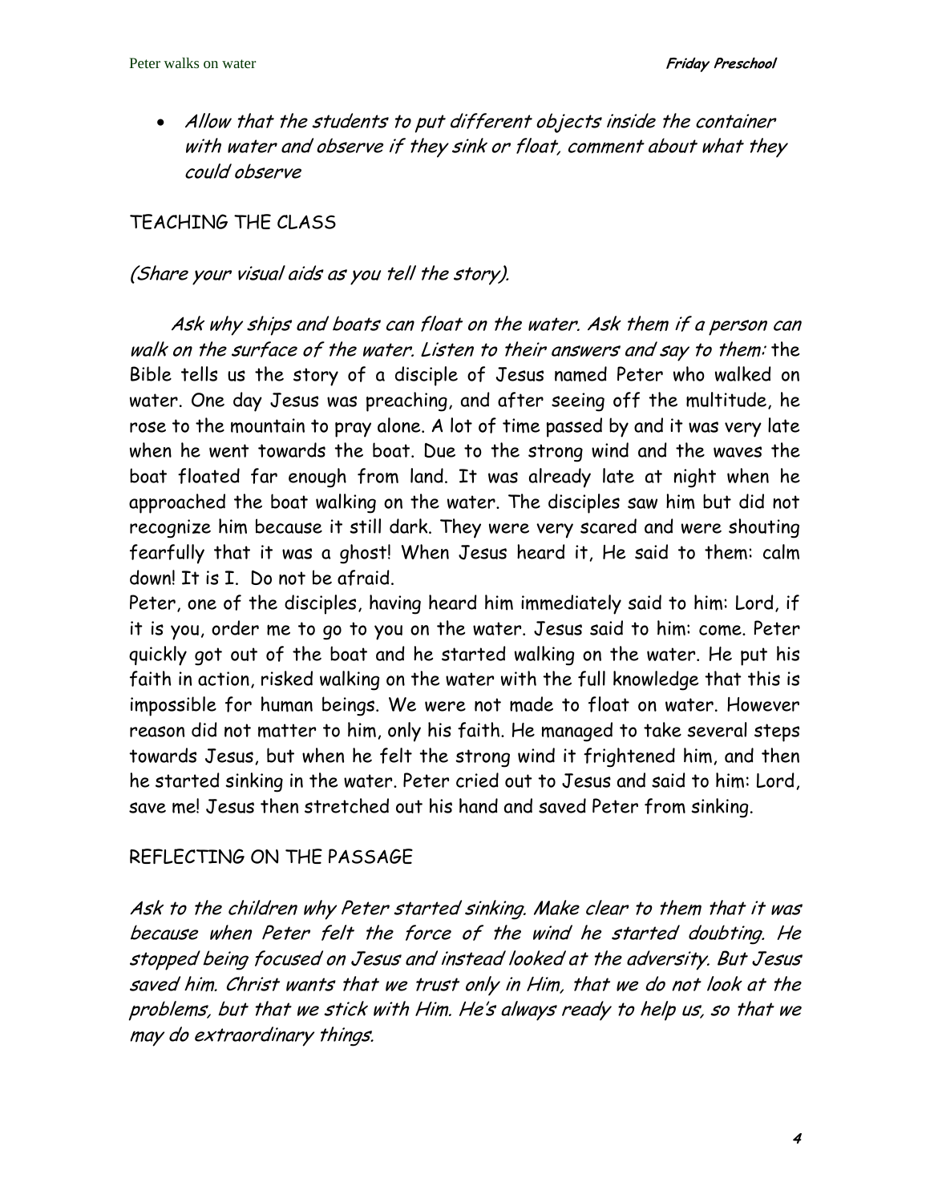- *Allow that the students to put different objects inside the container with water and observe if they sink or float, comment about what they could observe*

TEACHING THE CLASS

*(Share your visual aids as you tell the story).*

*Ask why ships and boats can float on the water. Ask them if a person can walk on the surface of the water. Listen to their answers and say to them:* the Bible tells us the story of a disciple of Jesus named Peter who walked on water. One day Jesus was preaching, and after seeing off the multitude, he rose to the mountain to pray alone. A lot of time passed by and it was very late when he went towards the boat. Due to the strong wind and the waves the boat floated far enough from land. It was already late at night when he approached the boat walking on the water. The disciples saw him but did not recognize him because it still dark. They were very scared and were shouting fearfully that it was a ghost! When Jesus heard it, He said to them: calm down! It is I. Do not be afraid.
Peter, one of the disciples, having heard him immediately said to him: Lord, if it is you, order me to go to you on the water. Jesus said to him: come. Peter quickly got out of the boat and he started walking on the water. He put his faith in action, risked walking on the water with the full knowledge that this is impossible for human beings. We were not made to float on water. However reason did not matter to him, only his faith. He managed to take several steps towards Jesus, but when he felt the strong wind it frightened him, and then he started sinking in the water. Peter cried out to Jesus and said to him: Lord, save me! Jesus then stretched out his hand and saved Peter from sinking.

REFLECTING ON THE PASSAGE

*Ask to the children why Peter started sinking. Make clear to them that it was because when Peter felt the force of the wind he started doubting. He stopped being focused on Jesus and instead looked at the adversity. But Jesus saved him. Christ wants that we trust only in Him, that we do not look at the problems, but that we stick with Him. He's always ready to help us, so that we may do extraordinary things.*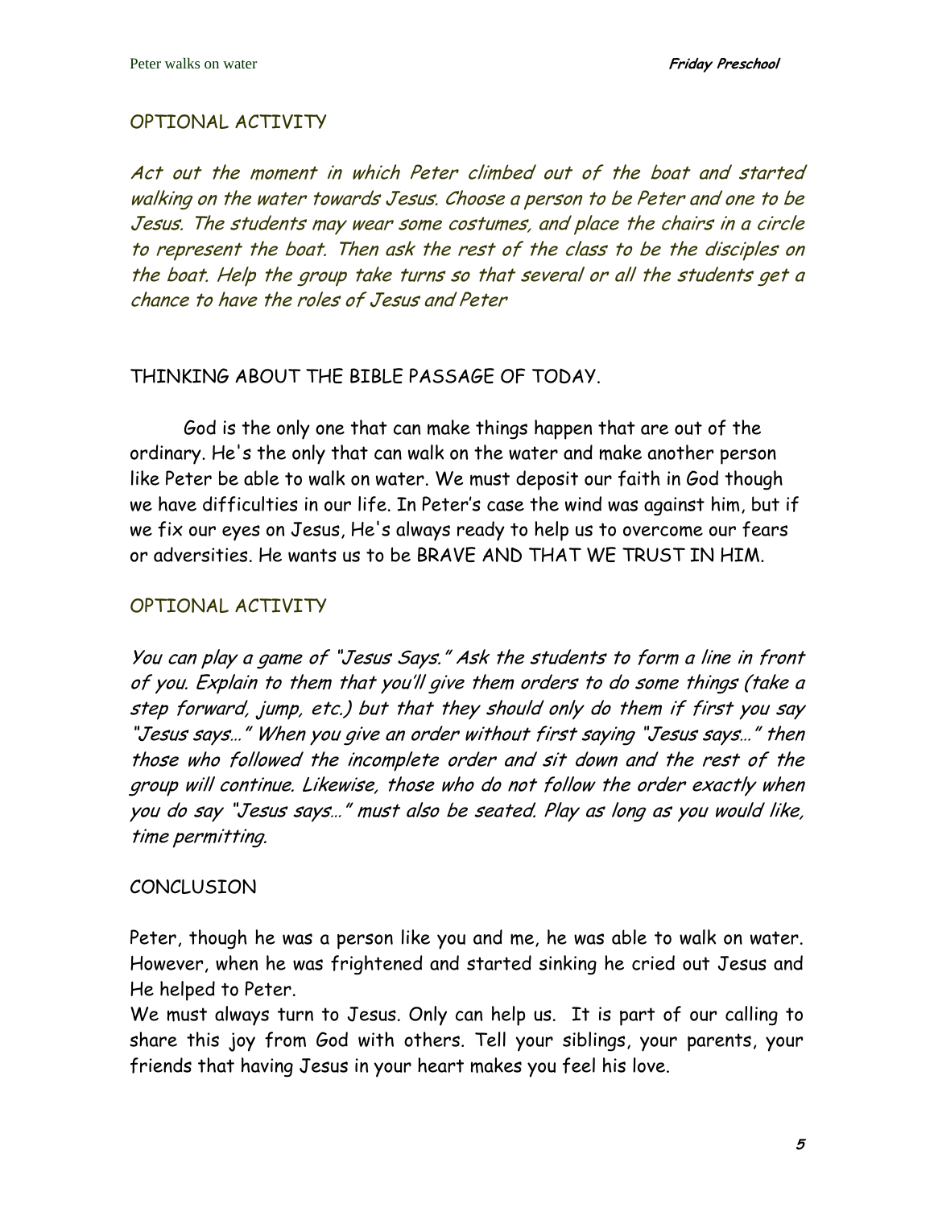## OPTIONAL ACTIVITY

*Act out the moment in which Peter climbed out of the boat and started walking on the water towards Jesus. Choose a person to be Peter and one to be Jesus. The students may wear some costumes, and place the chairs in a circle to represent the boat. Then ask the rest of the class to be the disciples on the boat. Help the group take turns so that several or all the students get a chance to have the roles of Jesus and Peter*

## THINKING ABOUT THE BIBLE PASSAGE OF TODAY.

God is the only one that can make things happen that are out of the ordinary. He's the only that can walk on the water and make another person like Peter be able to walk on water. We must deposit our faith in God though we have difficulties in our life. In Peter's case the wind was against him, but if we fix our eyes on Jesus, He's always ready to help us to overcome our fears or adversities. He wants us to be BRAVE AND THAT WE TRUST IN HIM.

## OPTIONAL ACTIVITY

*You can play a game of "Jesus Says." Ask the students to form a line in front of you. Explain to them that you'll give them orders to do some things (take a step forward, jump, etc.) but that they should only do them if first you say "Jesus says…" When you give an order without first saying "Jesus says…" then those who followed the incomplete order and sit down and the rest of the group will continue. Likewise, those who do not follow the order exactly when you do say "Jesus says…" must also be seated. Play as long as you would like, time permitting.*

## CONCLUSION

Peter, though he was a person like you and me, he was able to walk on water. However, when he was frightened and started sinking he cried out Jesus and He helped to Peter.

We must always turn to Jesus. Only can help us. It is part of our calling to share this joy from God with others. Tell your siblings, your parents, your friends that having Jesus in your heart makes you feel his love.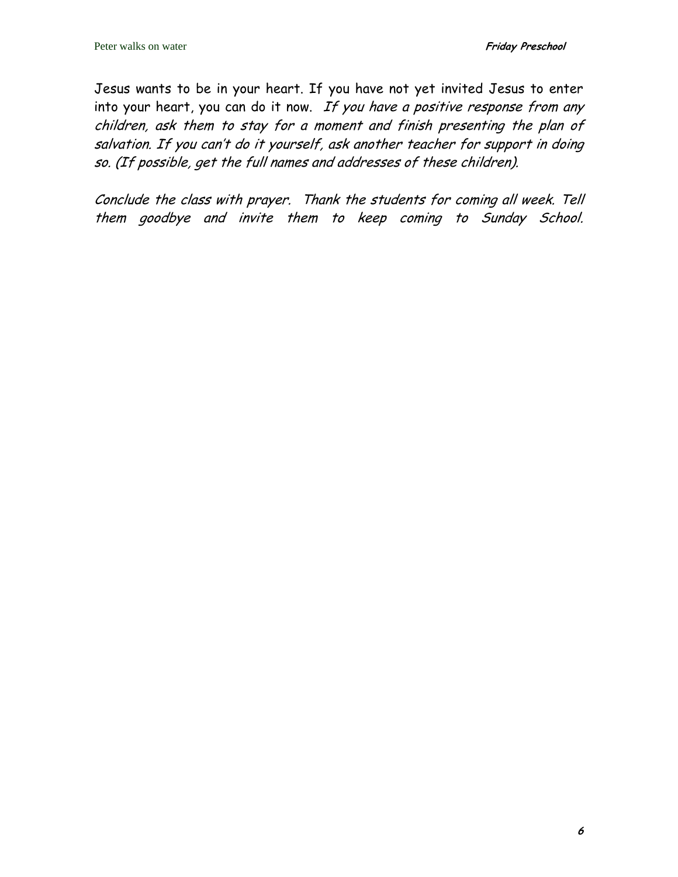Jesus wants to be in your heart. If you have not yet invited Jesus to enter into your heart, you can do it now. *If you have a positive response from any children, ask them to stay for a moment and finish presenting the plan of salvation. If you can't do it yourself, ask another teacher for support in doing so. (If possible, get the full names and addresses of these children).*

*Conclude the class with prayer. Thank the students for coming all week. Tell them goodbye and invite them to keep coming to Sunday School.*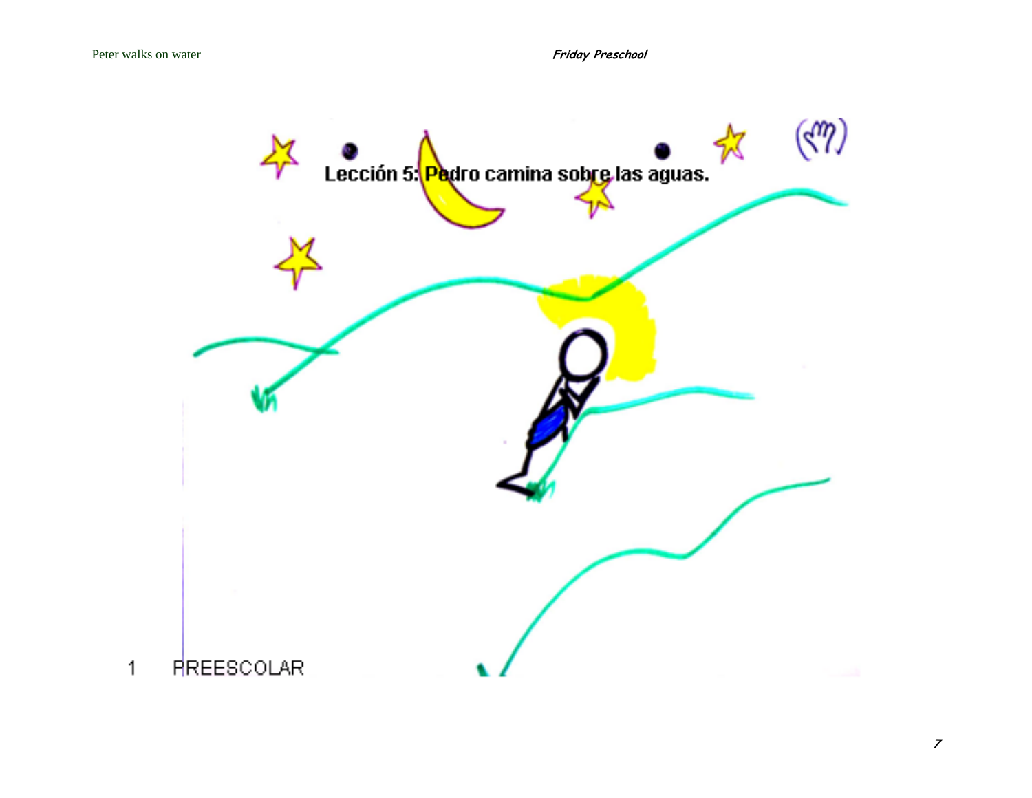Lección 5: Pedro camina sobre las aguas.

1 PREESCOLAR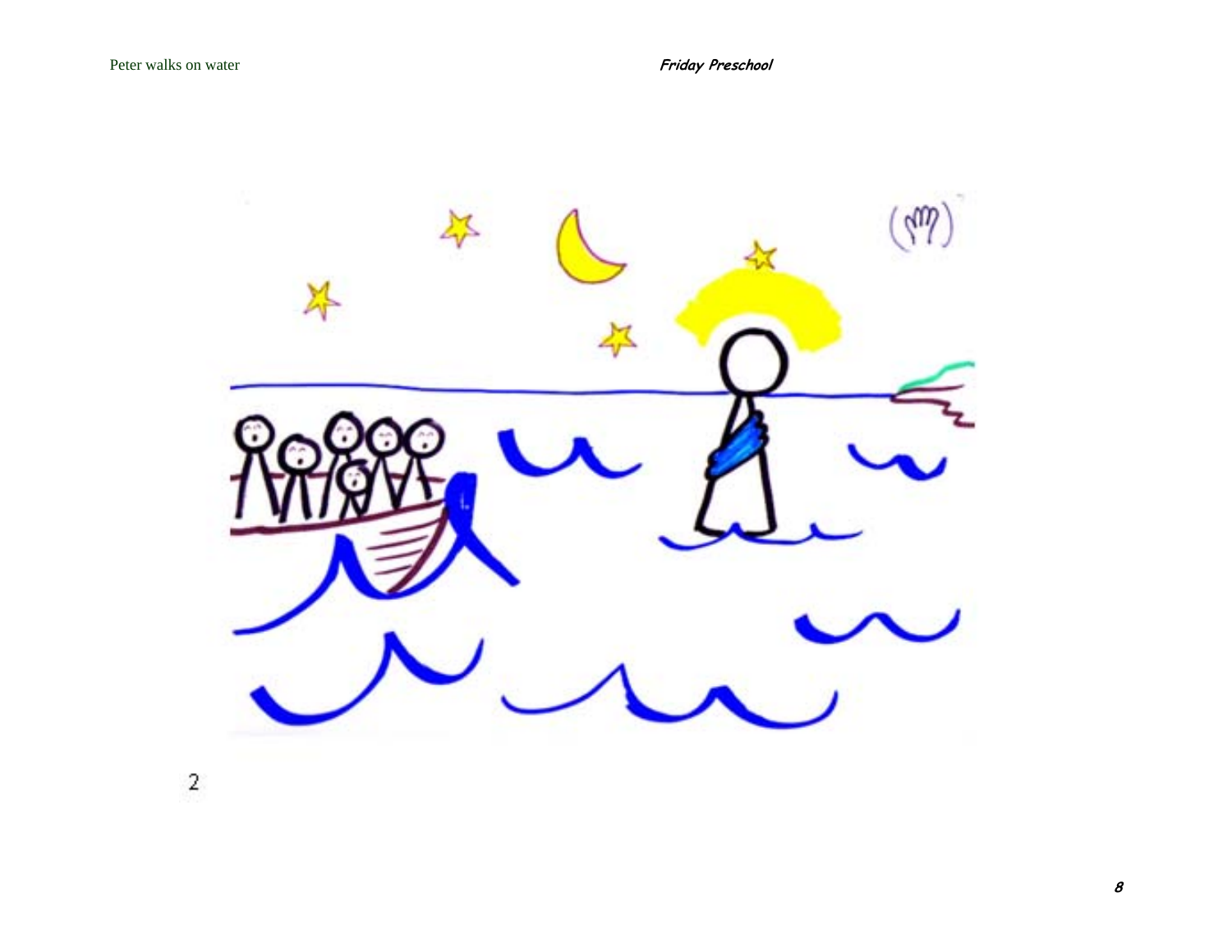2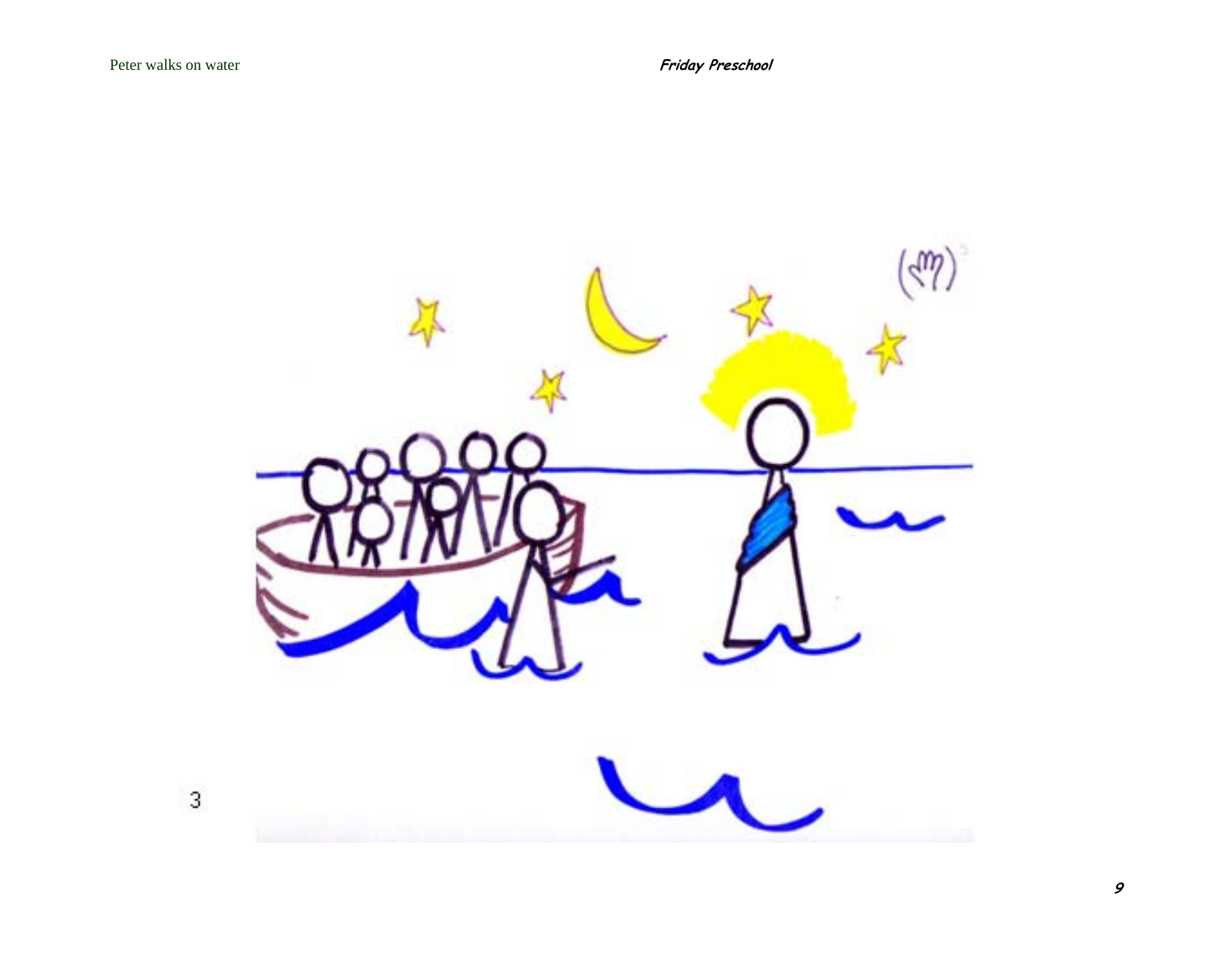3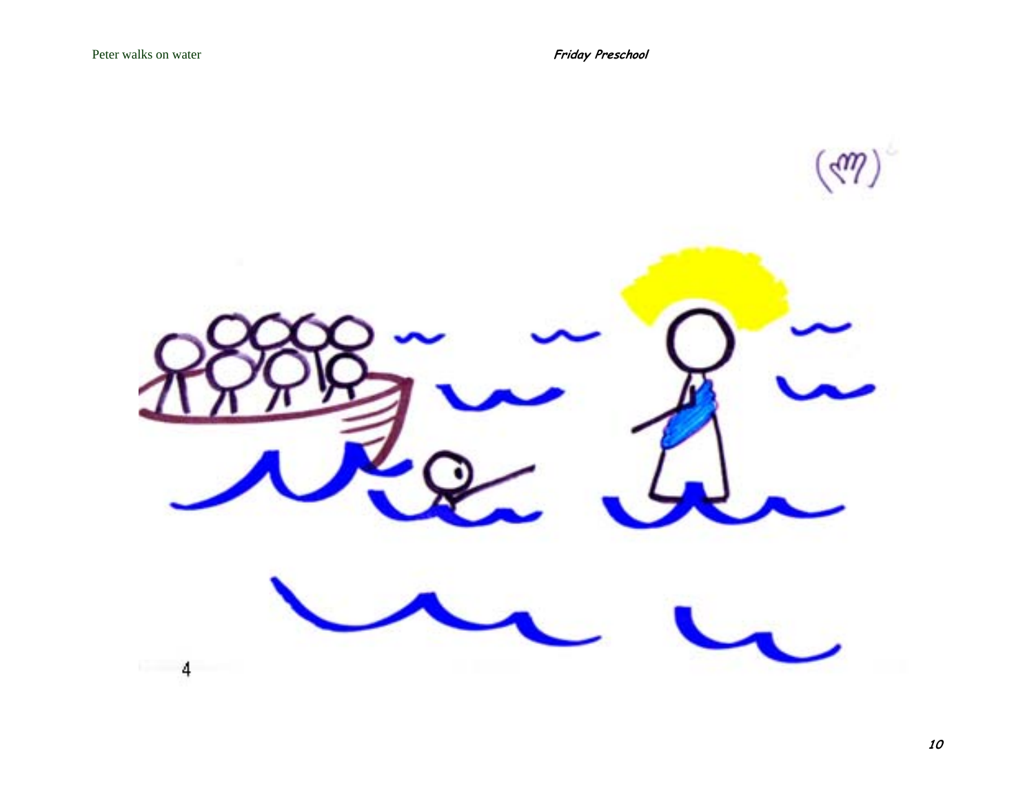4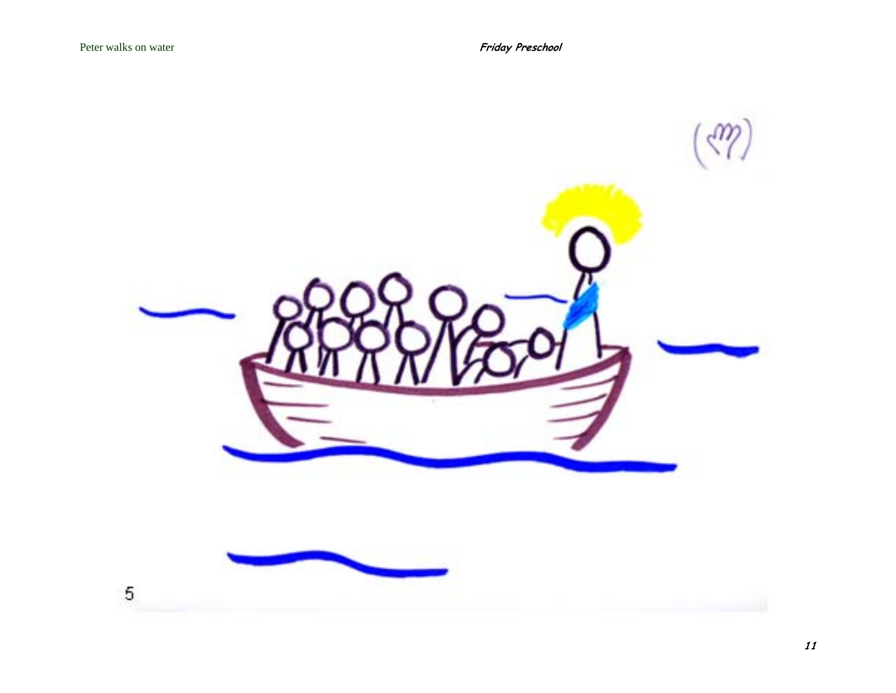5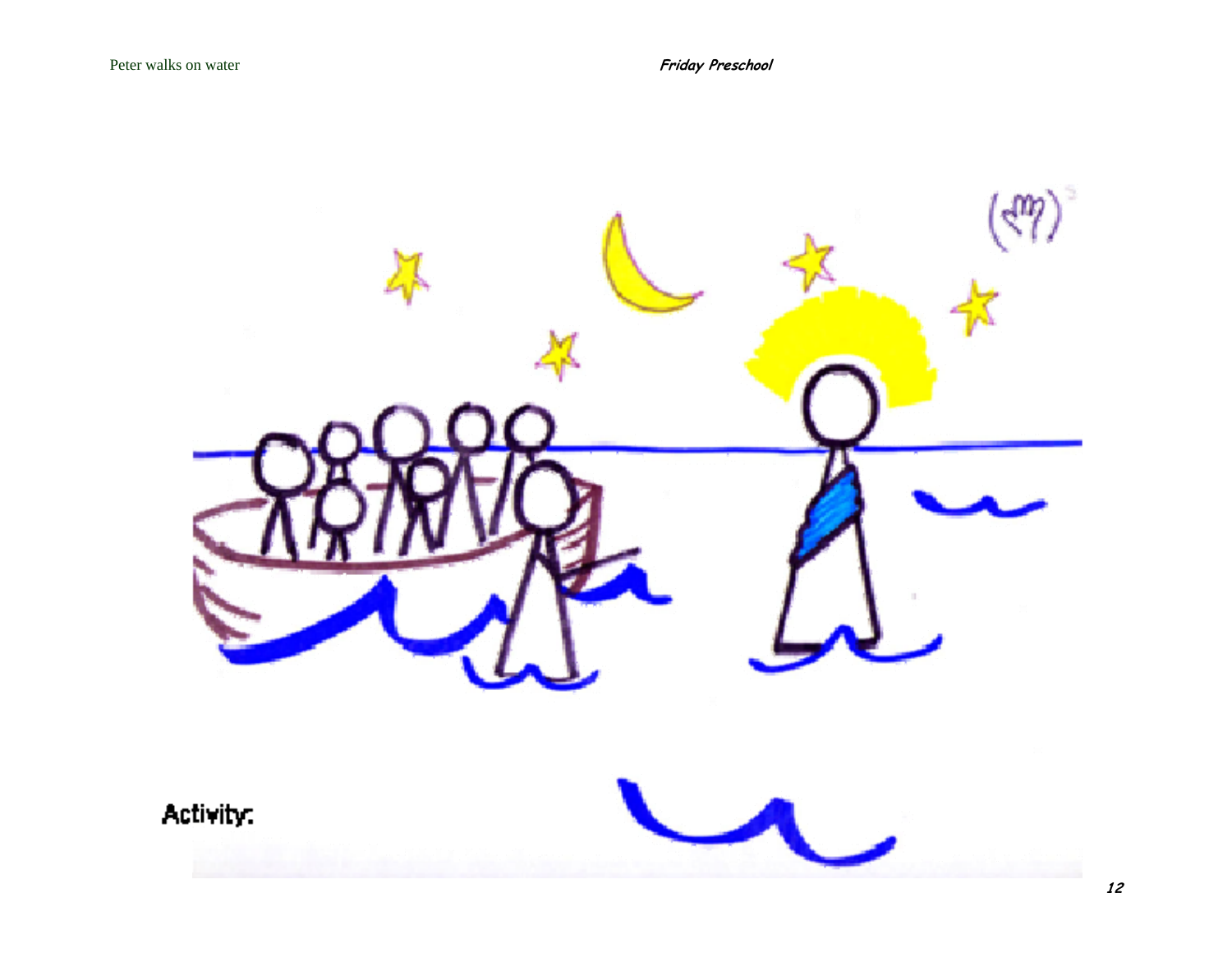Activity: